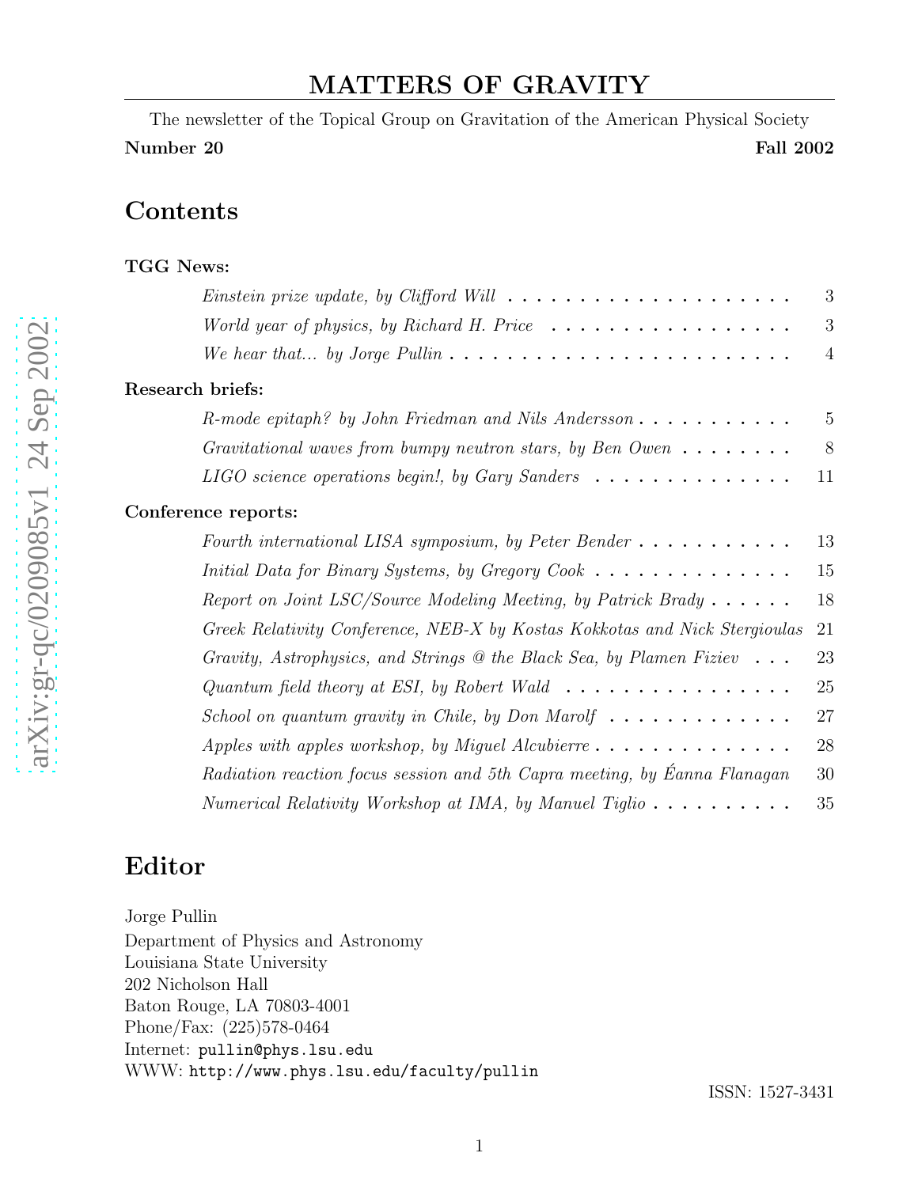# MATTERS OF GRAVITY

The newsletter of the Topical Group on Gravitation of the American Physical Society

**Number 20** **Fall 2002**

## Contents

**TGG News:**

- *Einstein prize update, by Clifford Will* . . . . . 3
- *World year of physics, by Richard H. Price* . . . . . 3
- *We hear that... by Jorge Pullin* . . . . . 4

**Research briefs:**

- *R-mode epitaph? by John Friedman and Nils Andersson* . . . . . 5
- *Gravitational waves from bumpy neutron stars, by Ben Owen* . . . . . 8
- *LIGO science operations begin!, by Gary Sanders* . . . . . 11

**Conference reports:**

- *Fourth international LISA symposium, by Peter Bender* . . . . . 13
- *Initial Data for Binary Systems, by Gregory Cook* . . . . . 15
- *Report on Joint LSC/Source Modeling Meeting, by Patrick Brady* . . . . . 18
- *Greek Relativity Conference, NEB-X by Kostas Kokkotas and Nick Stergioulas* 21
- *Gravity, Astrophysics, and Strings @ the Black Sea, by Plamen Fiziev* . . . 23
- *Quantum field theory at ESI, by Robert Wald* . . . . . 25
- *School on quantum gravity in Chile, by Don Marolf* . . . . . 27
- *Apples with apples workshop, by Miguel Alcubierre* . . . . . 28
- *Radiation reaction focus session and 5th Capra meeting, by Éanna Flanagan* 30
- *Numerical Relativity Workshop at IMA, by Manuel Tiglio* . . . . . 35

## Editor

Jorge Pullin
Department of Physics and Astronomy
Louisiana State University
202 Nicholson Hall
Baton Rouge, LA 70803-4001
Phone/Fax: (225)578-0464
Internet: pullin@phys.lsu.edu
WWW: http://www.phys.lsu.edu/faculty/pullin

ISSN: 1527-3431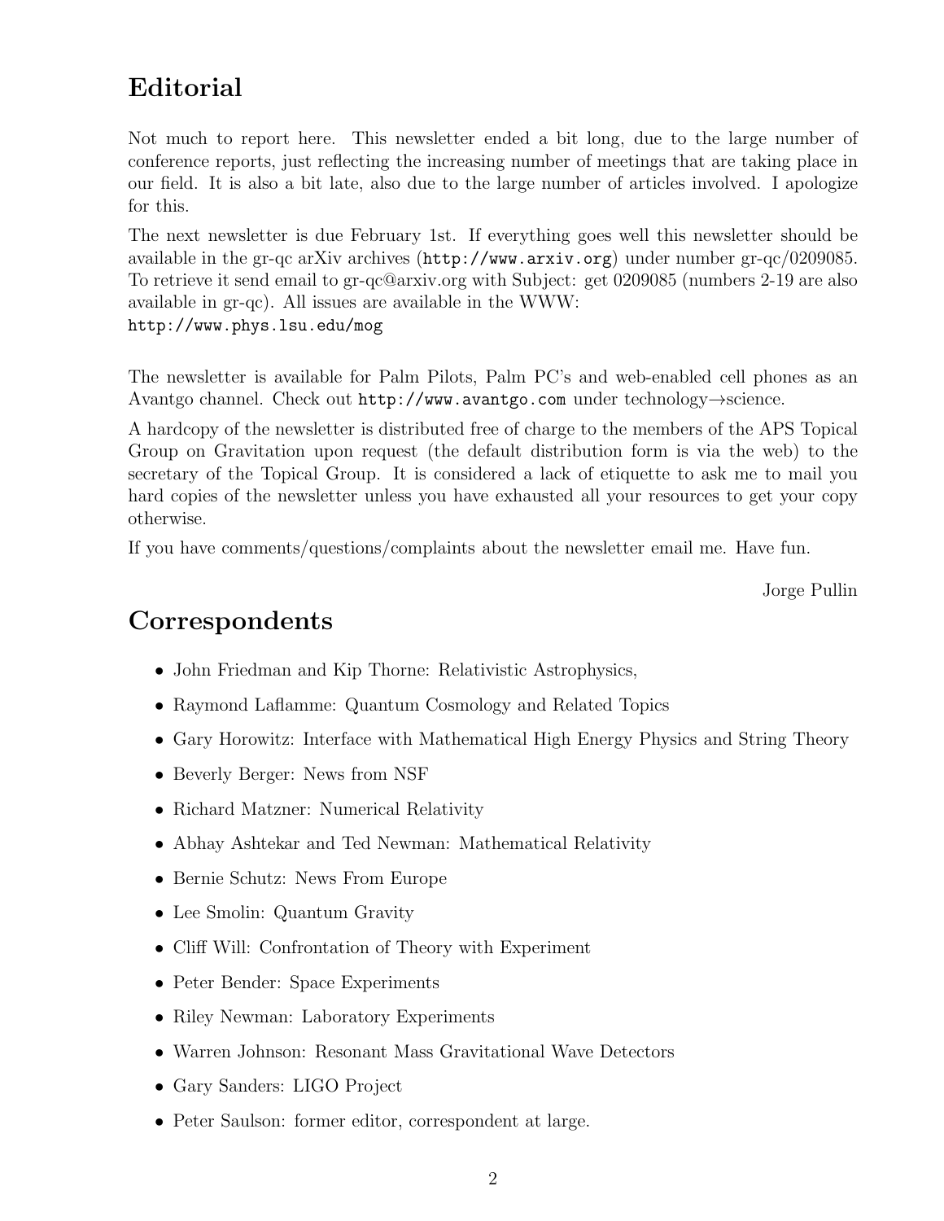# Editorial

Not much to report here. This newsletter ended a bit long, due to the large number of conference reports, just reflecting the increasing number of meetings that are taking place in our field. It is also a bit late, also due to the large number of articles involved. I apologize for this.

The next newsletter is due February 1st. If everything goes well this newsletter should be available in the gr-qc arXiv archives (`http://www.arxiv.org`) under number gr-qc/0209085. To retrieve it send email to gr-qc@arxiv.org with Subject: get 0209085 (numbers 2-19 are also available in gr-qc). All issues are available in the WWW:
`http://www.phys.lsu.edu/mog`

The newsletter is available for Palm Pilots, Palm PC's and web-enabled cell phones as an Avantgo channel. Check out `http://www.avantgo.com` under technology→science.

A hardcopy of the newsletter is distributed free of charge to the members of the APS Topical Group on Gravitation upon request (the default distribution form is via the web) to the secretary of the Topical Group. It is considered a lack of etiquette to ask me to mail you hard copies of the newsletter unless you have exhausted all your resources to get your copy otherwise.

If you have comments/questions/complaints about the newsletter email me. Have fun.

Jorge Pullin

# Correspondents

- John Friedman and Kip Thorne: Relativistic Astrophysics,
- Raymond Laflamme: Quantum Cosmology and Related Topics
- Gary Horowitz: Interface with Mathematical High Energy Physics and String Theory
- Beverly Berger: News from NSF
- Richard Matzner: Numerical Relativity
- Abhay Ashtekar and Ted Newman: Mathematical Relativity
- Bernie Schutz: News From Europe
- Lee Smolin: Quantum Gravity
- Cliff Will: Confrontation of Theory with Experiment
- Peter Bender: Space Experiments
- Riley Newman: Laboratory Experiments
- Warren Johnson: Resonant Mass Gravitational Wave Detectors
- Gary Sanders: LIGO Project
- Peter Saulson: former editor, correspondent at large.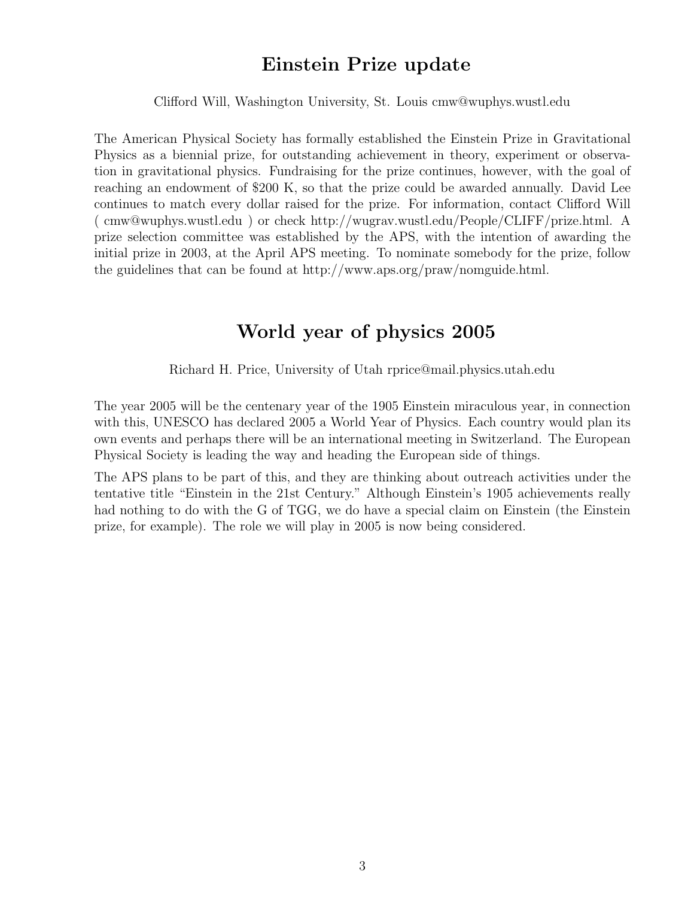# Einstein Prize update

Clifford Will, Washington University, St. Louis cmw@wuphys.wustl.edu

The American Physical Society has formally established the Einstein Prize in Gravitational Physics as a biennial prize, for outstanding achievement in theory, experiment or observation in gravitational physics. Fundraising for the prize continues, however, with the goal of reaching an endowment of $200 K, so that the prize could be awarded annually. David Lee continues to match every dollar raised for the prize. For information, contact Clifford Will ( cmw@wuphys.wustl.edu ) or check http://wugrav.wustl.edu/People/CLIFF/prize.html. A prize selection committee was established by the APS, with the intention of awarding the initial prize in 2003, at the April APS meeting. To nominate somebody for the prize, follow the guidelines that can be found at http://www.aps.org/praw/nomguide.html.

# World year of physics 2005

Richard H. Price, University of Utah rprice@mail.physics.utah.edu

The year 2005 will be the centenary year of the 1905 Einstein miraculous year, in connection with this, UNESCO has declared 2005 a World Year of Physics. Each country would plan its own events and perhaps there will be an international meeting in Switzerland. The European Physical Society is leading the way and heading the European side of things.

The APS plans to be part of this, and they are thinking about outreach activities under the tentative title "Einstein in the 21st Century." Although Einstein's 1905 achievements really had nothing to do with the G of TGG, we do have a special claim on Einstein (the Einstein prize, for example). The role we will play in 2005 is now being considered.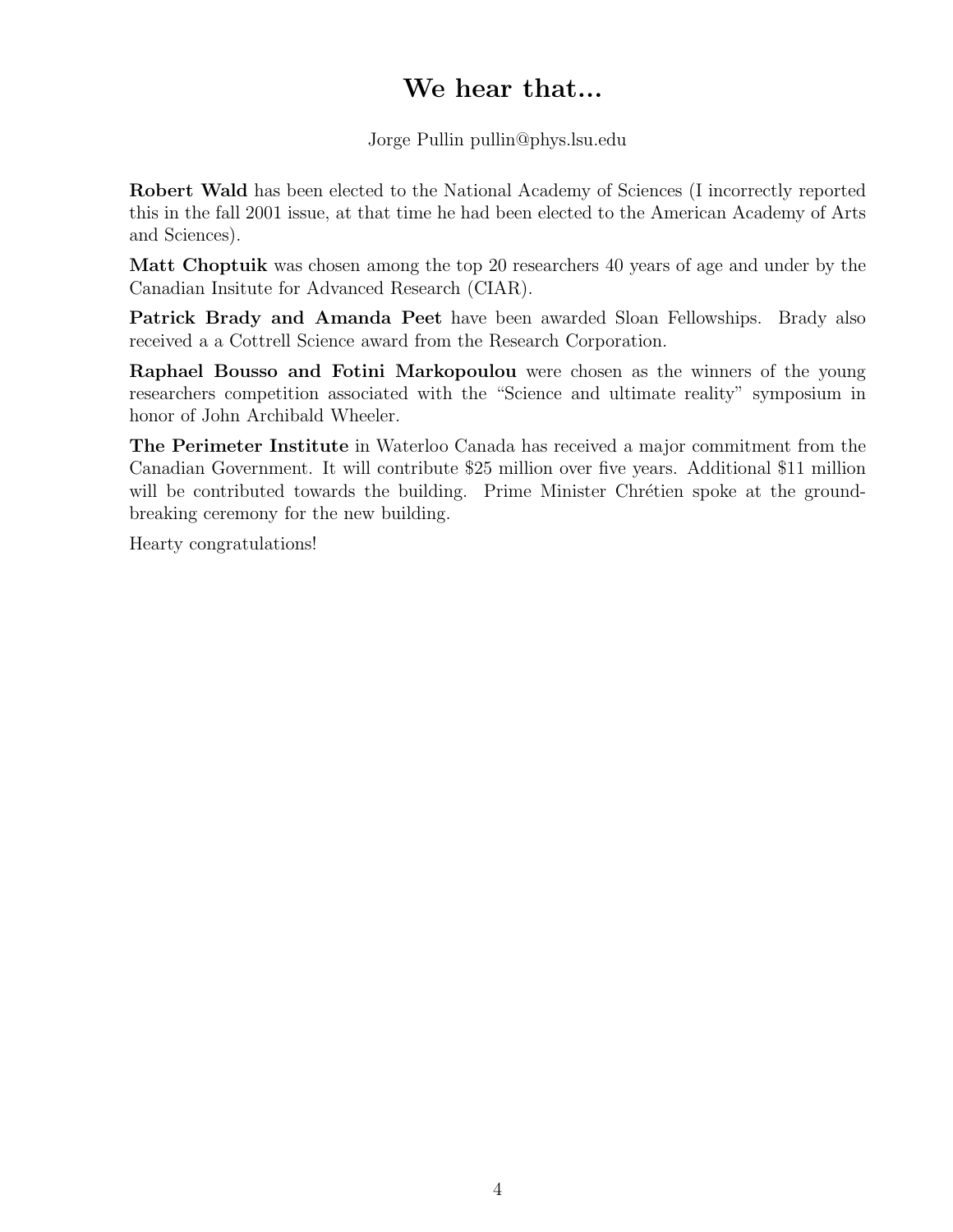# We hear that...

Jorge Pullin pullin@phys.lsu.edu

**Robert Wald** has been elected to the National Academy of Sciences (I incorrectly reported this in the fall 2001 issue, at that time he had been elected to the American Academy of Arts and Sciences).

**Matt Choptuik** was chosen among the top 20 researchers 40 years of age and under by the Canadian Insitute for Advanced Research (CIAR).

**Patrick Brady and Amanda Peet** have been awarded Sloan Fellowships. Brady also received a a Cottrell Science award from the Research Corporation.

**Raphael Bousso and Fotini Markopoulou** were chosen as the winners of the young researchers competition associated with the "Science and ultimate reality" symposium in honor of John Archibald Wheeler.

**The Perimeter Institute** in Waterloo Canada has received a major commitment from the Canadian Government. It will contribute $25 million over five years. Additional $11 million will be contributed towards the building. Prime Minister Chrétien spoke at the ground-breaking ceremony for the new building.

Hearty congratulations!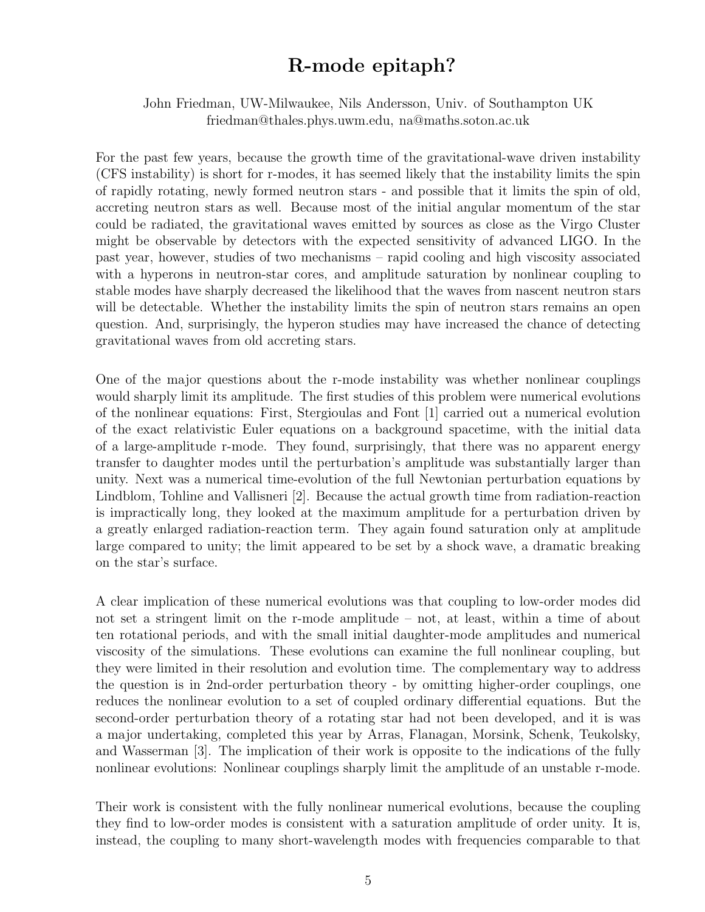# R-mode epitaph?

John Friedman, UW-Milwaukee, Nils Andersson, Univ. of Southampton UK
friedman@thales.phys.uwm.edu, na@maths.soton.ac.uk

For the past few years, because the growth time of the gravitational-wave driven instability (CFS instability) is short for r-modes, it has seemed likely that the instability limits the spin of rapidly rotating, newly formed neutron stars - and possible that it limits the spin of old, accreting neutron stars as well. Because most of the initial angular momentum of the star could be radiated, the gravitational waves emitted by sources as close as the Virgo Cluster might be observable by detectors with the expected sensitivity of advanced LIGO. In the past year, however, studies of two mechanisms – rapid cooling and high viscosity associated with a hyperons in neutron-star cores, and amplitude saturation by nonlinear coupling to stable modes have sharply decreased the likelihood that the waves from nascent neutron stars will be detectable. Whether the instability limits the spin of neutron stars remains an open question. And, surprisingly, the hyperon studies may have increased the chance of detecting gravitational waves from old accreting stars.

One of the major questions about the r-mode instability was whether nonlinear couplings would sharply limit its amplitude. The first studies of this problem were numerical evolutions of the nonlinear equations: First, Stergioulas and Font [1] carried out a numerical evolution of the exact relativistic Euler equations on a background spacetime, with the initial data of a large-amplitude r-mode. They found, surprisingly, that there was no apparent energy transfer to daughter modes until the perturbation's amplitude was substantially larger than unity. Next was a numerical time-evolution of the full Newtonian perturbation equations by Lindblom, Tohline and Vallisneri [2]. Because the actual growth time from radiation-reaction is impractically long, they looked at the maximum amplitude for a perturbation driven by a greatly enlarged radiation-reaction term. They again found saturation only at amplitude large compared to unity; the limit appeared to be set by a shock wave, a dramatic breaking on the star's surface.

A clear implication of these numerical evolutions was that coupling to low-order modes did not set a stringent limit on the r-mode amplitude – not, at least, within a time of about ten rotational periods, and with the small initial daughter-mode amplitudes and numerical viscosity of the simulations. These evolutions can examine the full nonlinear coupling, but they were limited in their resolution and evolution time. The complementary way to address the question is in 2nd-order perturbation theory - by omitting higher-order couplings, one reduces the nonlinear evolution to a set of coupled ordinary differential equations. But the second-order perturbation theory of a rotating star had not been developed, and it is was a major undertaking, completed this year by Arras, Flanagan, Morsink, Schenk, Teukolsky, and Wasserman [3]. The implication of their work is opposite to the indications of the fully nonlinear evolutions: Nonlinear couplings sharply limit the amplitude of an unstable r-mode.

Their work is consistent with the fully nonlinear numerical evolutions, because the coupling they find to low-order modes is consistent with a saturation amplitude of order unity. It is, instead, the coupling to many short-wavelength modes with frequencies comparable to that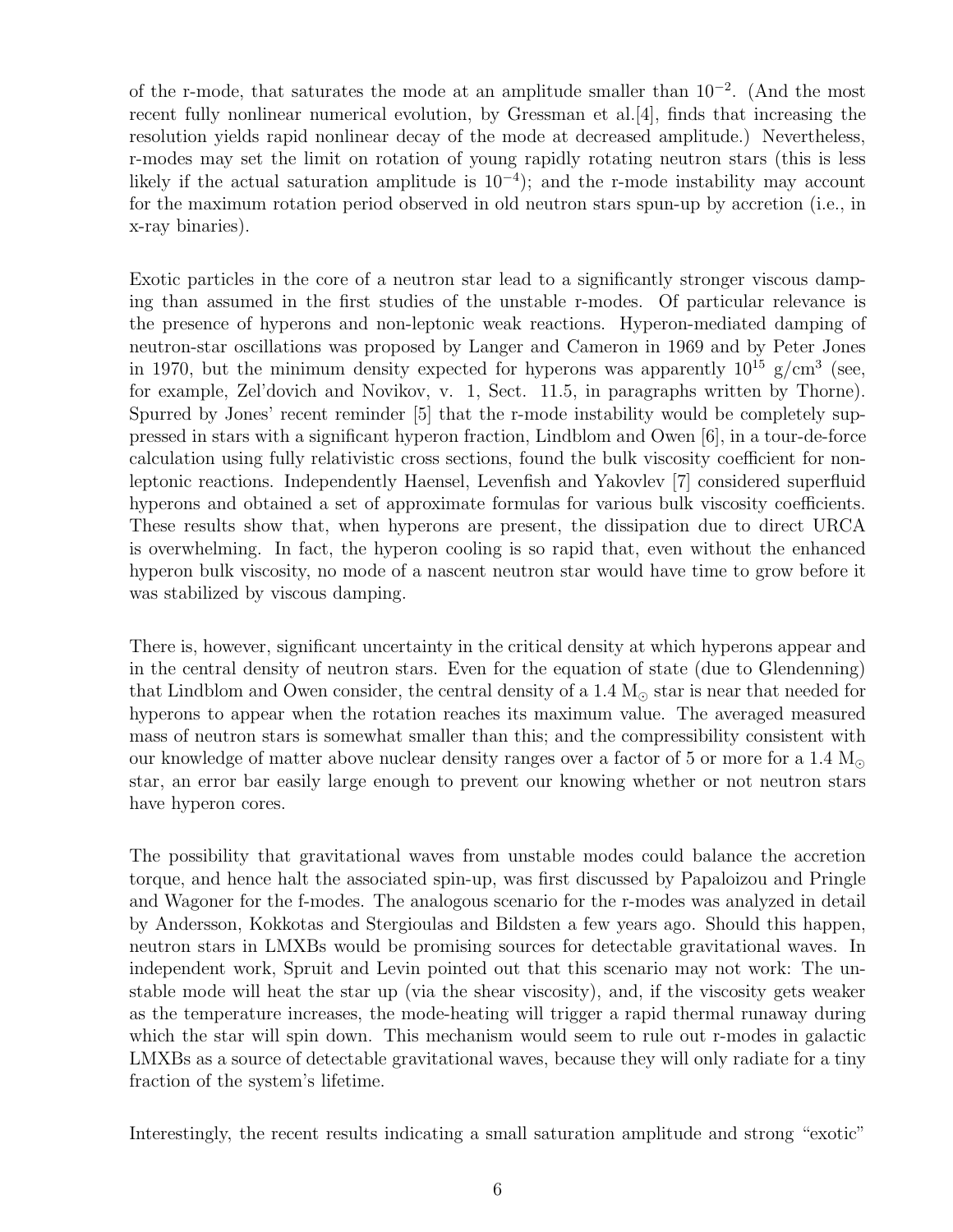of the r-mode, that saturates the mode at an amplitude smaller than $10^{-2}$. (And the most recent fully nonlinear numerical evolution, by Gressman et al.[4], finds that increasing the resolution yields rapid nonlinear decay of the mode at decreased amplitude.) Nevertheless, r-modes may set the limit on rotation of young rapidly rotating neutron stars (this is less likely if the actual saturation amplitude is $10^{-4}$); and the r-mode instability may account for the maximum rotation period observed in old neutron stars spun-up by accretion (i.e., in x-ray binaries).

Exotic particles in the core of a neutron star lead to a significantly stronger viscous damping than assumed in the first studies of the unstable r-modes. Of particular relevance is the presence of hyperons and non-leptonic weak reactions. Hyperon-mediated damping of neutron-star oscillations was proposed by Langer and Cameron in 1969 and by Peter Jones in 1970, but the minimum density expected for hyperons was apparently $10^{15}$ g/cm$^3$ (see, for example, Zel'dovich and Novikov, v. 1, Sect. 11.5, in paragraphs written by Thorne). Spurred by Jones' recent reminder [5] that the r-mode instability would be completely suppressed in stars with a significant hyperon fraction, Lindblom and Owen [6], in a tour-de-force calculation using fully relativistic cross sections, found the bulk viscosity coefficient for non-leptonic reactions. Independently Haensel, Levenfish and Yakovlev [7] considered superfluid hyperons and obtained a set of approximate formulas for various bulk viscosity coefficients. These results show that, when hyperons are present, the dissipation due to direct URCA is overwhelming. In fact, the hyperon cooling is so rapid that, even without the enhanced hyperon bulk viscosity, no mode of a nascent neutron star would have time to grow before it was stabilized by viscous damping.

There is, however, significant uncertainty in the critical density at which hyperons appear and in the central density of neutron stars. Even for the equation of state (due to Glendenning) that Lindblom and Owen consider, the central density of a 1.4 $M_\odot$ star is near that needed for hyperons to appear when the rotation reaches its maximum value. The averaged measured mass of neutron stars is somewhat smaller than this; and the compressibility consistent with our knowledge of matter above nuclear density ranges over a factor of 5 or more for a 1.4 $M_\odot$ star, an error bar easily large enough to prevent our knowing whether or not neutron stars have hyperon cores.

The possibility that gravitational waves from unstable modes could balance the accretion torque, and hence halt the associated spin-up, was first discussed by Papaloizou and Pringle and Wagoner for the f-modes. The analogous scenario for the r-modes was analyzed in detail by Andersson, Kokkotas and Stergioulas and Bildsten a few years ago. Should this happen, neutron stars in LMXBs would be promising sources for detectable gravitational waves. In independent work, Spruit and Levin pointed out that this scenario may not work: The unstable mode will heat the star up (via the shear viscosity), and, if the viscosity gets weaker as the temperature increases, the mode-heating will trigger a rapid thermal runaway during which the star will spin down. This mechanism would seem to rule out r-modes in galactic LMXBs as a source of detectable gravitational waves, because they will only radiate for a tiny fraction of the system's lifetime.

Interestingly, the recent results indicating a small saturation amplitude and strong "exotic"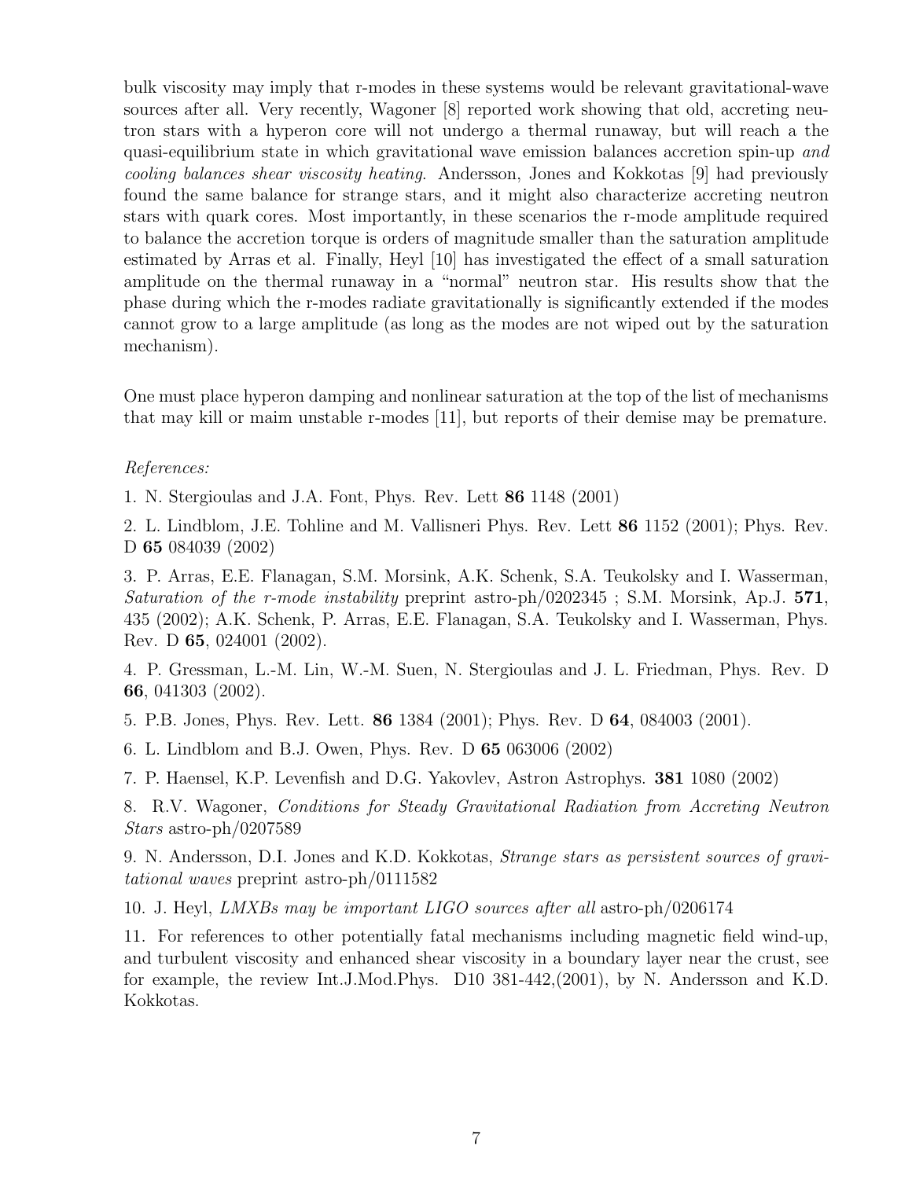bulk viscosity may imply that r-modes in these systems would be relevant gravitational-wave sources after all. Very recently, Wagoner [8] reported work showing that old, accreting neutron stars with a hyperon core will not undergo a thermal runaway, but will reach a the quasi-equilibrium state in which gravitational wave emission balances accretion spin-up *and cooling balances shear viscosity heating*. Andersson, Jones and Kokkotas [9] had previously found the same balance for strange stars, and it might also characterize accreting neutron stars with quark cores. Most importantly, in these scenarios the r-mode amplitude required to balance the accretion torque is orders of magnitude smaller than the saturation amplitude estimated by Arras et al. Finally, Heyl [10] has investigated the effect of a small saturation amplitude on the thermal runaway in a "normal" neutron star. His results show that the phase during which the r-modes radiate gravitationally is significantly extended if the modes cannot grow to a large amplitude (as long as the modes are not wiped out by the saturation mechanism).

One must place hyperon damping and nonlinear saturation at the top of the list of mechanisms that may kill or maim unstable r-modes [11], but reports of their demise may be premature.

*References:*

1. N. Stergioulas and J.A. Font, Phys. Rev. Lett **86** 1148 (2001)

2. L. Lindblom, J.E. Tohline and M. Vallisneri Phys. Rev. Lett **86** 1152 (2001); Phys. Rev. D **65** 084039 (2002)

3. P. Arras, E.E. Flanagan, S.M. Morsink, A.K. Schenk, S.A. Teukolsky and I. Wasserman, *Saturation of the r-mode instability* preprint astro-ph/0202345 ; S.M. Morsink, Ap.J. **571**, 435 (2002); A.K. Schenk, P. Arras, E.E. Flanagan, S.A. Teukolsky and I. Wasserman, Phys. Rev. D **65**, 024001 (2002).

4. P. Gressman, L.-M. Lin, W.-M. Suen, N. Stergioulas and J. L. Friedman, Phys. Rev. D **66**, 041303 (2002).

5. P.B. Jones, Phys. Rev. Lett. **86** 1384 (2001); Phys. Rev. D **64**, 084003 (2001).

6. L. Lindblom and B.J. Owen, Phys. Rev. D **65** 063006 (2002)

7. P. Haensel, K.P. Levenfish and D.G. Yakovlev, Astron Astrophys. **381** 1080 (2002)

8. R.V. Wagoner, *Conditions for Steady Gravitational Radiation from Accreting Neutron Stars* astro-ph/0207589

9. N. Andersson, D.I. Jones and K.D. Kokkotas, *Strange stars as persistent sources of gravitational waves* preprint astro-ph/0111582

10. J. Heyl, *LMXBs may be important LIGO sources after all* astro-ph/0206174

11. For references to other potentially fatal mechanisms including magnetic field wind-up, and turbulent viscosity and enhanced shear viscosity in a boundary layer near the crust, see for example, the review Int.J.Mod.Phys. D10 381-442,(2001), by N. Andersson and K.D. Kokkotas.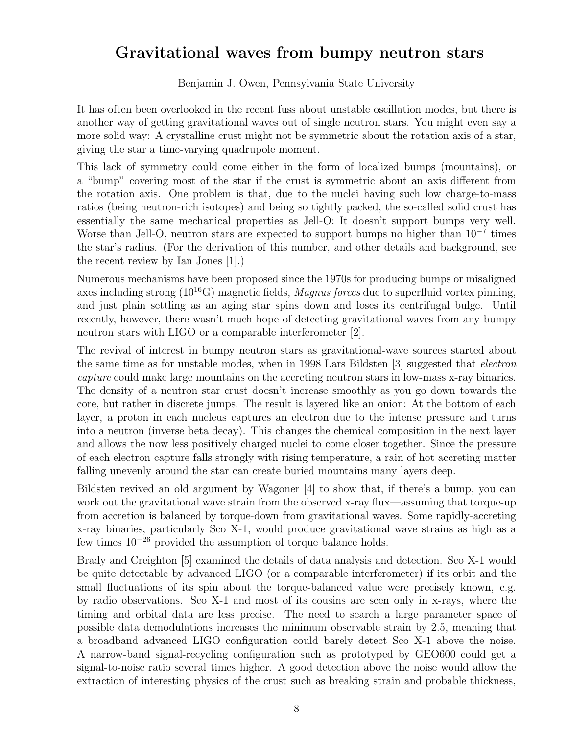# Gravitational waves from bumpy neutron stars

Benjamin J. Owen, Pennsylvania State University

It has often been overlooked in the recent fuss about unstable oscillation modes, but there is another way of getting gravitational waves out of single neutron stars. You might even say a more solid way: A crystalline crust might not be symmetric about the rotation axis of a star, giving the star a time-varying quadrupole moment.

This lack of symmetry could come either in the form of localized bumps (mountains), or a "bump" covering most of the star if the crust is symmetric about an axis different from the rotation axis. One problem is that, due to the nuclei having such low charge-to-mass ratios (being neutron-rich isotopes) and being so tightly packed, the so-called solid crust has essentially the same mechanical properties as Jell-O: It doesn't support bumps very well. Worse than Jell-O, neutron stars are expected to support bumps no higher than $10^{-7}$ times the star's radius. (For the derivation of this number, and other details and background, see the recent review by Ian Jones [1].)

Numerous mechanisms have been proposed since the 1970s for producing bumps or misaligned axes including strong ($10^{16}$G) magnetic fields, *Magnus forces* due to superfluid vortex pinning, and just plain settling as an aging star spins down and loses its centrifugal bulge. Until recently, however, there wasn't much hope of detecting gravitational waves from any bumpy neutron stars with LIGO or a comparable interferometer [2].

The revival of interest in bumpy neutron stars as gravitational-wave sources started about the same time as for unstable modes, when in 1998 Lars Bildsten [3] suggested that *electron capture* could make large mountains on the accreting neutron stars in low-mass x-ray binaries. The density of a neutron star crust doesn't increase smoothly as you go down towards the core, but rather in discrete jumps. The result is layered like an onion: At the bottom of each layer, a proton in each nucleus captures an electron due to the intense pressure and turns into a neutron (inverse beta decay). This changes the chemical composition in the next layer and allows the now less positively charged nuclei to come closer together. Since the pressure of each electron capture falls strongly with rising temperature, a rain of hot accreting matter falling unevenly around the star can create buried mountains many layers deep.

Bildsten revived an old argument by Wagoner [4] to show that, if there's a bump, you can work out the gravitational wave strain from the observed x-ray flux—assuming that torque-up from accretion is balanced by torque-down from gravitational waves. Some rapidly-accreting x-ray binaries, particularly Sco X-1, would produce gravitational wave strains as high as a few times $10^{-26}$ provided the assumption of torque balance holds.

Brady and Creighton [5] examined the details of data analysis and detection. Sco X-1 would be quite detectable by advanced LIGO (or a comparable interferometer) if its orbit and the small fluctuations of its spin about the torque-balanced value were precisely known, e.g. by radio observations. Sco X-1 and most of its cousins are seen only in x-rays, where the timing and orbital data are less precise. The need to search a large parameter space of possible data demodulations increases the minimum observable strain by 2.5, meaning that a broadband advanced LIGO configuration could barely detect Sco X-1 above the noise. A narrow-band signal-recycling configuration such as prototyped by GEO600 could get a signal-to-noise ratio several times higher. A good detection above the noise would allow the extraction of interesting physics of the crust such as breaking strain and probable thickness,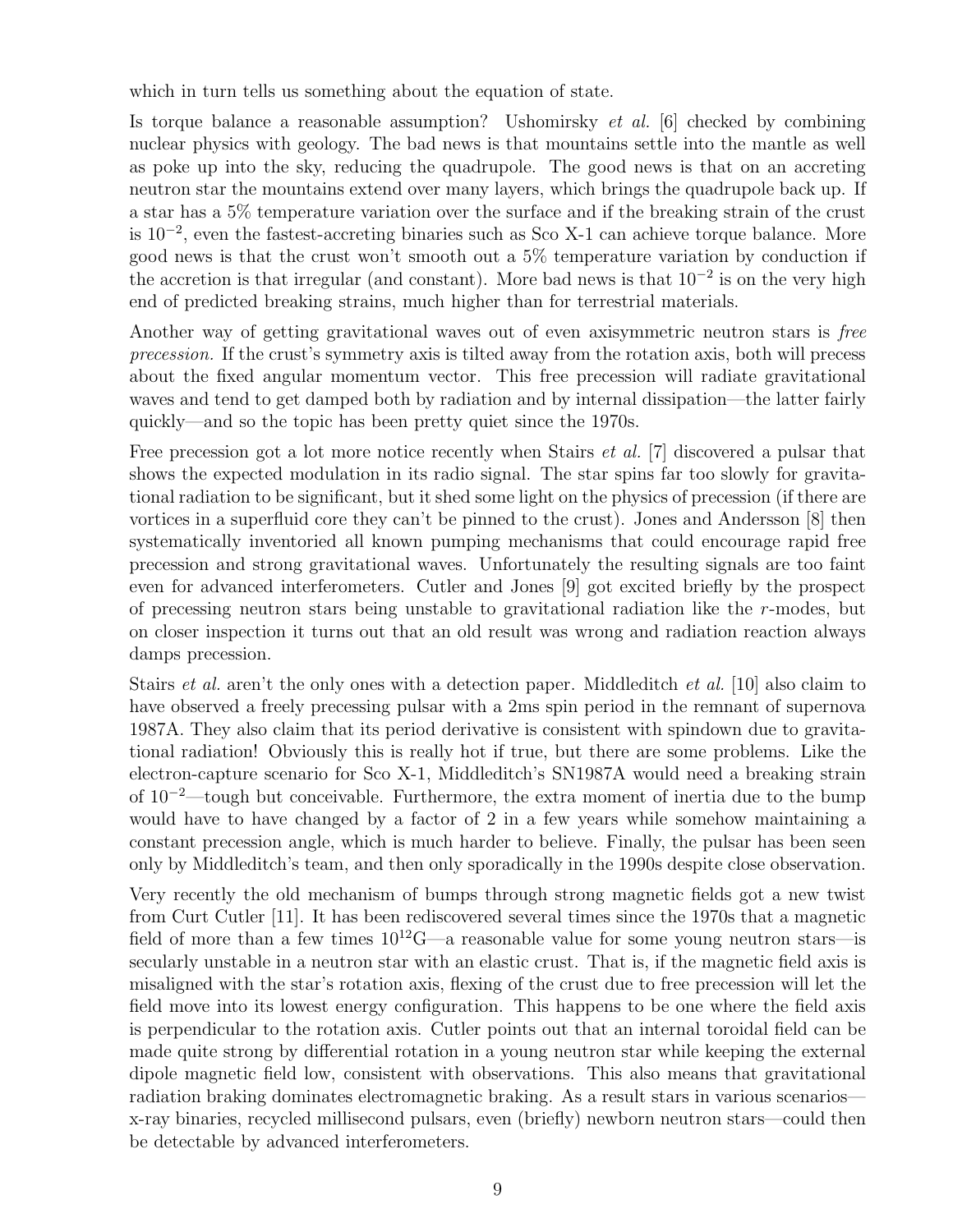which in turn tells us something about the equation of state.

Is torque balance a reasonable assumption? Ushomirsky *et al.* [6] checked by combining nuclear physics with geology. The bad news is that mountains settle into the mantle as well as poke up into the sky, reducing the quadrupole. The good news is that on an accreting neutron star the mountains extend over many layers, which brings the quadrupole back up. If a star has a 5% temperature variation over the surface and if the breaking strain of the crust is $10^{-2}$, even the fastest-accreting binaries such as Sco X-1 can achieve torque balance. More good news is that the crust won't smooth out a 5% temperature variation by conduction if the accretion is that irregular (and constant). More bad news is that $10^{-2}$ is on the very high end of predicted breaking strains, much higher than for terrestrial materials.

Another way of getting gravitational waves out of even axisymmetric neutron stars is *free precession.* If the crust's symmetry axis is tilted away from the rotation axis, both will precess about the fixed angular momentum vector. This free precession will radiate gravitational waves and tend to get damped both by radiation and by internal dissipation—the latter fairly quickly—and so the topic has been pretty quiet since the 1970s.

Free precession got a lot more notice recently when Stairs *et al.* [7] discovered a pulsar that shows the expected modulation in its radio signal. The star spins far too slowly for gravitational radiation to be significant, but it shed some light on the physics of precession (if there are vortices in a superfluid core they can't be pinned to the crust). Jones and Andersson [8] then systematically inventoried all known pumping mechanisms that could encourage rapid free precession and strong gravitational waves. Unfortunately the resulting signals are too faint even for advanced interferometers. Cutler and Jones [9] got excited briefly by the prospect of precessing neutron stars being unstable to gravitational radiation like the $r$-modes, but on closer inspection it turns out that an old result was wrong and radiation reaction always damps precession.

Stairs *et al.* aren't the only ones with a detection paper. Middleditch *et al.* [10] also claim to have observed a freely precessing pulsar with a 2ms spin period in the remnant of supernova 1987A. They also claim that its period derivative is consistent with spindown due to gravitational radiation! Obviously this is really hot if true, but there are some problems. Like the electron-capture scenario for Sco X-1, Middleditch's SN1987A would need a breaking strain of $10^{-2}$—tough but conceivable. Furthermore, the extra moment of inertia due to the bump would have to have changed by a factor of 2 in a few years while somehow maintaining a constant precession angle, which is much harder to believe. Finally, the pulsar has been seen only by Middleditch's team, and then only sporadically in the 1990s despite close observation.

Very recently the old mechanism of bumps through strong magnetic fields got a new twist from Curt Cutler [11]. It has been rediscovered several times since the 1970s that a magnetic field of more than a few times $10^{12}$G—a reasonable value for some young neutron stars—is secularly unstable in a neutron star with an elastic crust. That is, if the magnetic field axis is misaligned with the star's rotation axis, flexing of the crust due to free precession will let the field move into its lowest energy configuration. This happens to be one where the field axis is perpendicular to the rotation axis. Cutler points out that an internal toroidal field can be made quite strong by differential rotation in a young neutron star while keeping the external dipole magnetic field low, consistent with observations. This also means that gravitational radiation braking dominates electromagnetic braking. As a result stars in various scenarios—x-ray binaries, recycled millisecond pulsars, even (briefly) newborn neutron stars—could then be detectable by advanced interferometers.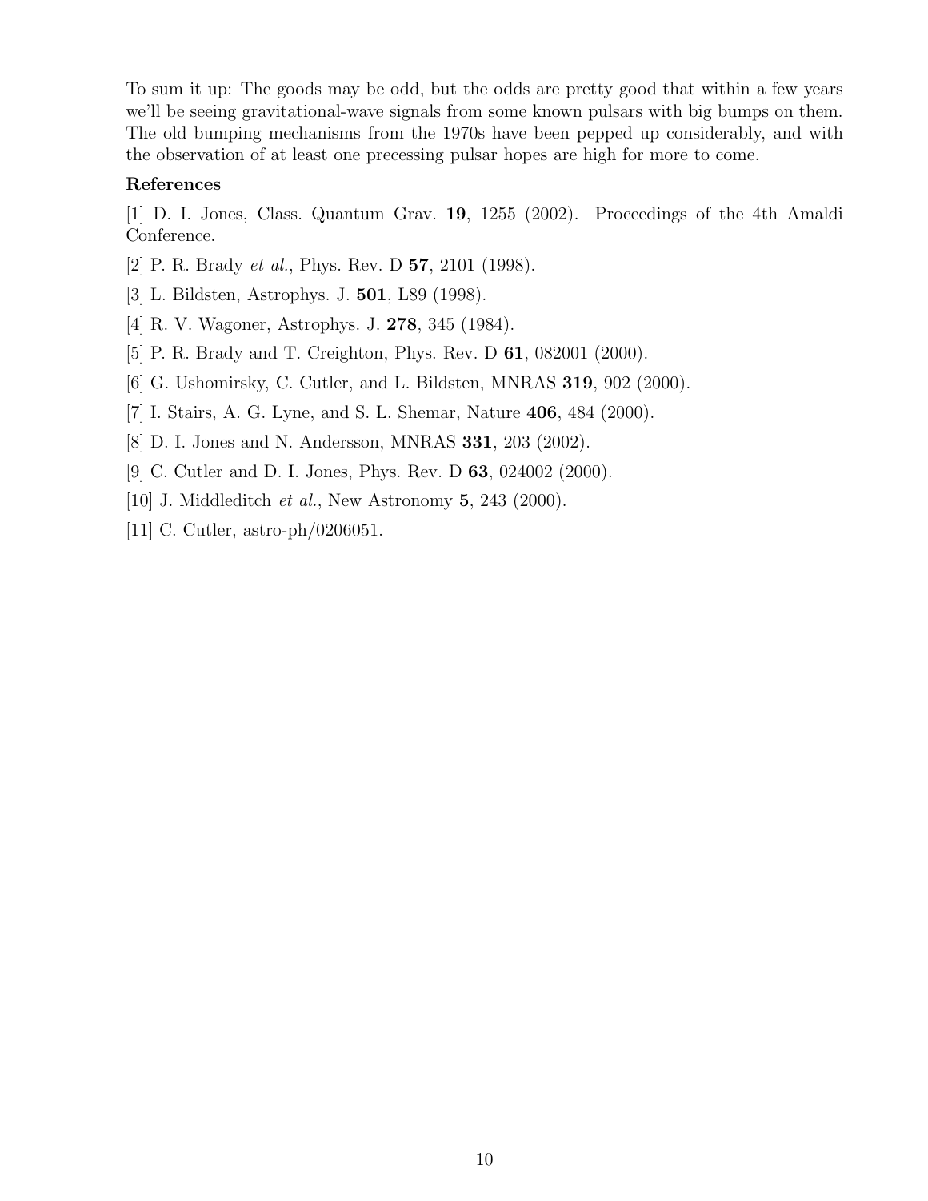To sum it up: The goods may be odd, but the odds are pretty good that within a few years we'll be seeing gravitational-wave signals from some known pulsars with big bumps on them. The old bumping mechanisms from the 1970s have been pepped up considerably, and with the observation of at least one precessing pulsar hopes are high for more to come.

**References**

[1] D. I. Jones, Class. Quantum Grav. **19**, 1255 (2002). Proceedings of the 4th Amaldi Conference.

[2] P. R. Brady *et al.*, Phys. Rev. D **57**, 2101 (1998).

[3] L. Bildsten, Astrophys. J. **501**, L89 (1998).

[4] R. V. Wagoner, Astrophys. J. **278**, 345 (1984).

[5] P. R. Brady and T. Creighton, Phys. Rev. D **61**, 082001 (2000).

[6] G. Ushomirsky, C. Cutler, and L. Bildsten, MNRAS **319**, 902 (2000).

[7] I. Stairs, A. G. Lyne, and S. L. Shemar, Nature **406**, 484 (2000).

[8] D. I. Jones and N. Andersson, MNRAS **331**, 203 (2002).

[9] C. Cutler and D. I. Jones, Phys. Rev. D **63**, 024002 (2000).

[10] J. Middleditch *et al.*, New Astronomy **5**, 243 (2000).

[11] C. Cutler, astro-ph/0206051.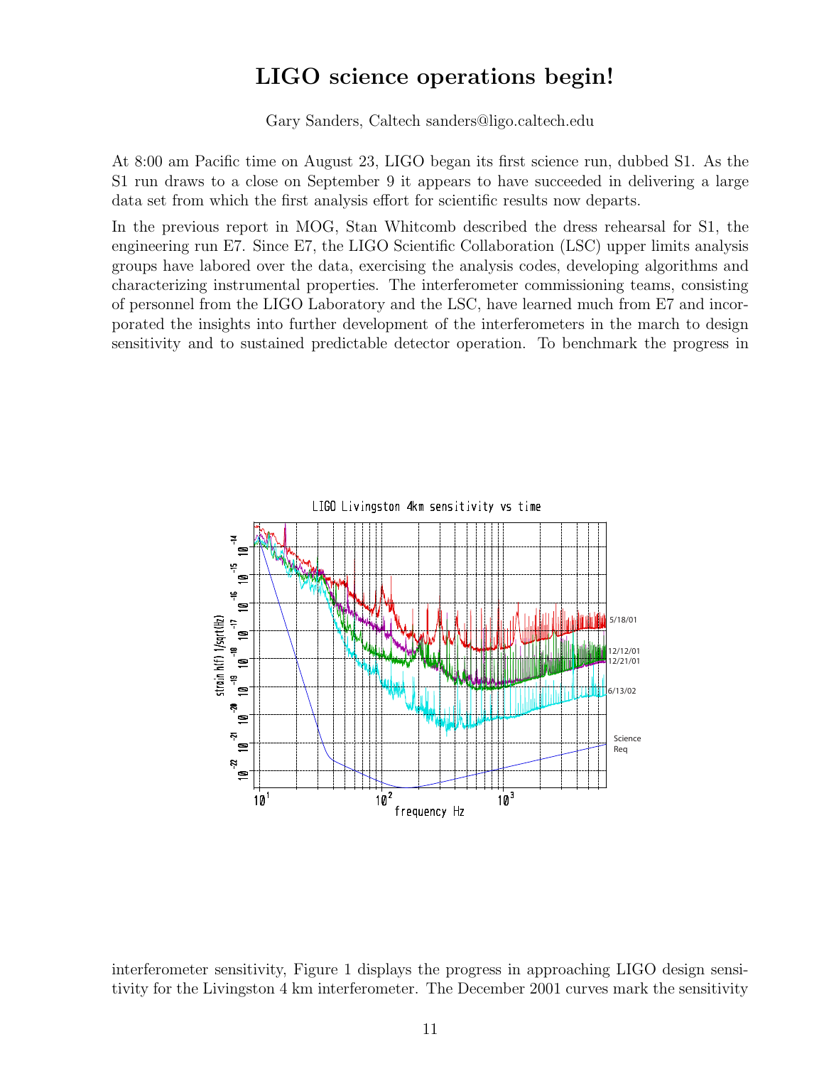# LIGO science operations begin!

Gary Sanders, Caltech sanders@ligo.caltech.edu

At 8:00 am Pacific time on August 23, LIGO began its first science run, dubbed S1. As the S1 run draws to a close on September 9 it appears to have succeeded in delivering a large data set from which the first analysis effort for scientific results now departs.

In the previous report in MOG, Stan Whitcomb described the dress rehearsal for S1, the engineering run E7. Since E7, the LIGO Scientific Collaboration (LSC) upper limits analysis groups have labored over the data, exercising the analysis codes, developing algorithms and characterizing instrumental properties. The interferometer commissioning teams, consisting of personnel from the LIGO Laboratory and the LSC, have learned much from E7 and incorporated the insights into further development of the interferometers in the march to design sensitivity and to sustained predictable detector operation. To benchmark the progress in interferometer sensitivity, Figure 1 displays the progress in approaching LIGO design sensitivity for the Livingston 4 km interferometer. The December 2001 curves mark the sensitivity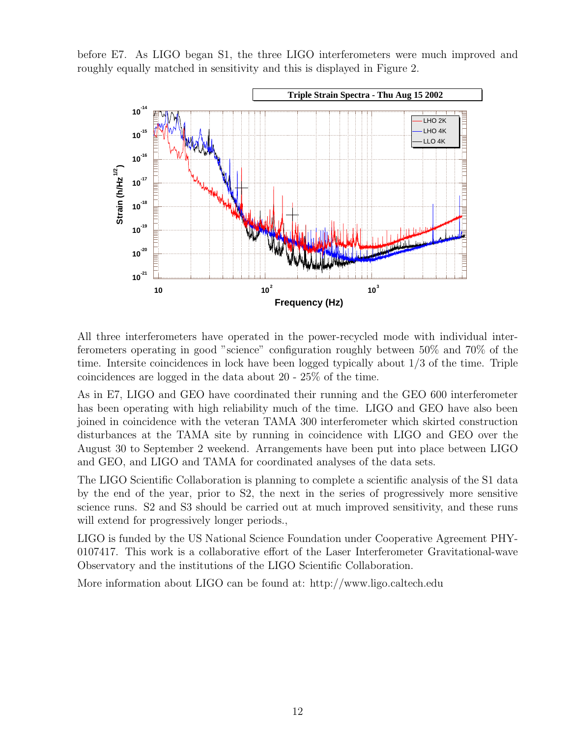before E7. As LIGO began S1, the three LIGO interferometers were much improved and roughly equally matched in sensitivity and this is displayed in Figure 2.

All three interferometers have operated in the power-recycled mode with individual interferometers operating in good "science" configuration roughly between 50% and 70% of the time. Intersite coincidences in lock have been logged typically about 1/3 of the time. Triple coincidences are logged in the data about 20 - 25% of the time.

As in E7, LIGO and GEO have coordinated their running and the GEO 600 interferometer has been operating with high reliability much of the time. LIGO and GEO have also been joined in coincidence with the veteran TAMA 300 interferometer which skirted construction disturbances at the TAMA site by running in coincidence with LIGO and GEO over the August 30 to September 2 weekend. Arrangements have been put into place between LIGO and GEO, and LIGO and TAMA for coordinated analyses of the data sets.

The LIGO Scientific Collaboration is planning to complete a scientific analysis of the S1 data by the end of the year, prior to S2, the next in the series of progressively more sensitive science runs. S2 and S3 should be carried out at much improved sensitivity, and these runs will extend for progressively longer periods.,

LIGO is funded by the US National Science Foundation under Cooperative Agreement PHY-0107417. This work is a collaborative effort of the Laser Interferometer Gravitational-wave Observatory and the institutions of the LIGO Scientific Collaboration.

More information about LIGO can be found at: http://www.ligo.caltech.edu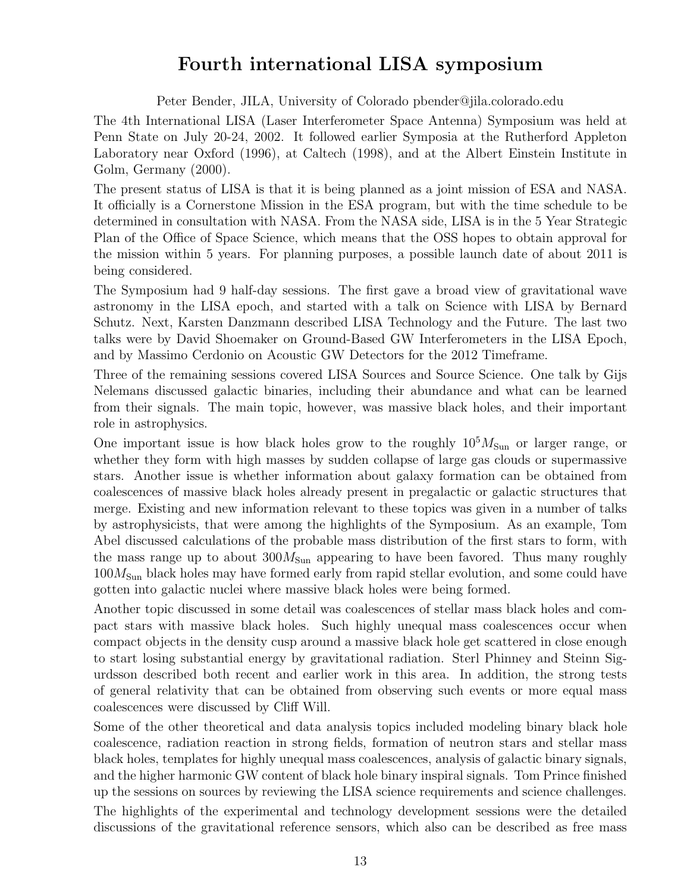# Fourth international LISA symposium

Peter Bender, JILA, University of Colorado pbender@jila.colorado.edu

The 4th International LISA (Laser Interferometer Space Antenna) Symposium was held at Penn State on July 20-24, 2002. It followed earlier Symposia at the Rutherford Appleton Laboratory near Oxford (1996), at Caltech (1998), and at the Albert Einstein Institute in Golm, Germany (2000).

The present status of LISA is that it is being planned as a joint mission of ESA and NASA. It officially is a Cornerstone Mission in the ESA program, but with the time schedule to be determined in consultation with NASA. From the NASA side, LISA is in the 5 Year Strategic Plan of the Office of Space Science, which means that the OSS hopes to obtain approval for the mission within 5 years. For planning purposes, a possible launch date of about 2011 is being considered.

The Symposium had 9 half-day sessions. The first gave a broad view of gravitational wave astronomy in the LISA epoch, and started with a talk on Science with LISA by Bernard Schutz. Next, Karsten Danzmann described LISA Technology and the Future. The last two talks were by David Shoemaker on Ground-Based GW Interferometers in the LISA Epoch, and by Massimo Cerdonio on Acoustic GW Detectors for the 2012 Timeframe.

Three of the remaining sessions covered LISA Sources and Source Science. One talk by Gijs Nelemans discussed galactic binaries, including their abundance and what can be learned from their signals. The main topic, however, was massive black holes, and their important role in astrophysics.

One important issue is how black holes grow to the roughly $10^5 M_{\rm Sun}$ or larger range, or whether they form with high masses by sudden collapse of large gas clouds or supermassive stars. Another issue is whether information about galaxy formation can be obtained from coalescences of massive black holes already present in pregalactic or galactic structures that merge. Existing and new information relevant to these topics was given in a number of talks by astrophysicists, that were among the highlights of the Symposium. As an example, Tom Abel discussed calculations of the probable mass distribution of the first stars to form, with the mass range up to about $300 M_{\rm Sun}$ appearing to have been favored. Thus many roughly $100 M_{\rm Sun}$ black holes may have formed early from rapid stellar evolution, and some could have gotten into galactic nuclei where massive black holes were being formed.

Another topic discussed in some detail was coalescences of stellar mass black holes and compact stars with massive black holes. Such highly unequal mass coalescences occur when compact objects in the density cusp around a massive black hole get scattered in close enough to start losing substantial energy by gravitational radiation. Sterl Phinney and Steinn Sigurdsson described both recent and earlier work in this area. In addition, the strong tests of general relativity that can be obtained from observing such events or more equal mass coalescences were discussed by Cliff Will.

Some of the other theoretical and data analysis topics included modeling binary black hole coalescence, radiation reaction in strong fields, formation of neutron stars and stellar mass black holes, templates for highly unequal mass coalescences, analysis of galactic binary signals, and the higher harmonic GW content of black hole binary inspiral signals. Tom Prince finished up the sessions on sources by reviewing the LISA science requirements and science challenges.

The highlights of the experimental and technology development sessions were the detailed discussions of the gravitational reference sensors, which also can be described as free mass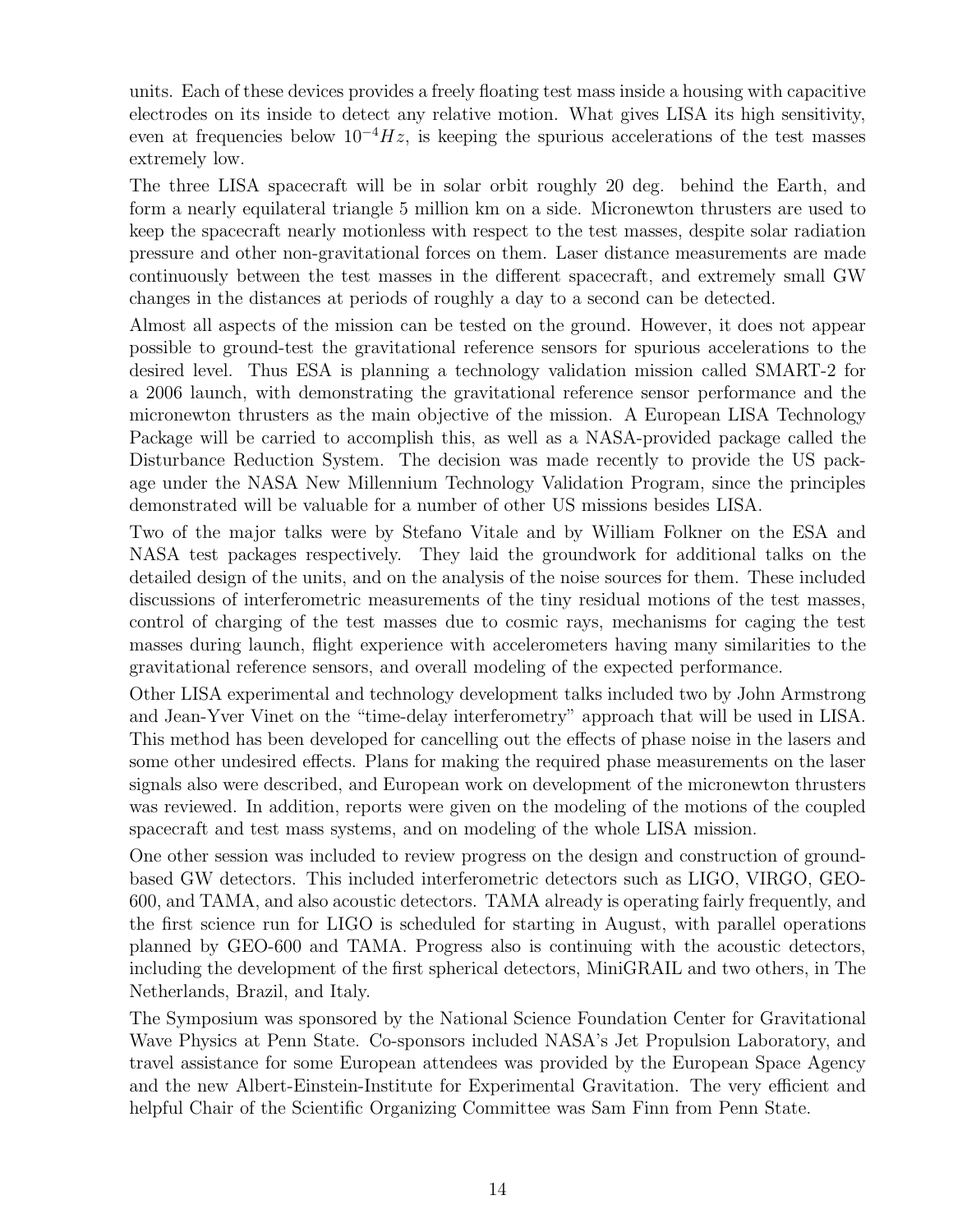units. Each of these devices provides a freely floating test mass inside a housing with capacitive electrodes on its inside to detect any relative motion. What gives LISA its high sensitivity, even at frequencies below $10^{-4}Hz$, is keeping the spurious accelerations of the test masses extremely low.

The three LISA spacecraft will be in solar orbit roughly 20 deg. behind the Earth, and form a nearly equilateral triangle 5 million km on a side. Micronewton thrusters are used to keep the spacecraft nearly motionless with respect to the test masses, despite solar radiation pressure and other non-gravitational forces on them. Laser distance measurements are made continuously between the test masses in the different spacecraft, and extremely small GW changes in the distances at periods of roughly a day to a second can be detected.

Almost all aspects of the mission can be tested on the ground. However, it does not appear possible to ground-test the gravitational reference sensors for spurious accelerations to the desired level. Thus ESA is planning a technology validation mission called SMART-2 for a 2006 launch, with demonstrating the gravitational reference sensor performance and the micronewton thrusters as the main objective of the mission. A European LISA Technology Package will be carried to accomplish this, as well as a NASA-provided package called the Disturbance Reduction System. The decision was made recently to provide the US package under the NASA New Millennium Technology Validation Program, since the principles demonstrated will be valuable for a number of other US missions besides LISA.

Two of the major talks were by Stefano Vitale and by William Folkner on the ESA and NASA test packages respectively. They laid the groundwork for additional talks on the detailed design of the units, and on the analysis of the noise sources for them. These included discussions of interferometric measurements of the tiny residual motions of the test masses, control of charging of the test masses due to cosmic rays, mechanisms for caging the test masses during launch, flight experience with accelerometers having many similarities to the gravitational reference sensors, and overall modeling of the expected performance.

Other LISA experimental and technology development talks included two by John Armstrong and Jean-Yver Vinet on the "time-delay interferometry" approach that will be used in LISA. This method has been developed for cancelling out the effects of phase noise in the lasers and some other undesired effects. Plans for making the required phase measurements on the laser signals also were described, and European work on development of the micronewton thrusters was reviewed. In addition, reports were given on the modeling of the motions of the coupled spacecraft and test mass systems, and on modeling of the whole LISA mission.

One other session was included to review progress on the design and construction of ground-based GW detectors. This included interferometric detectors such as LIGO, VIRGO, GEO-600, and TAMA, and also acoustic detectors. TAMA already is operating fairly frequently, and the first science run for LIGO is scheduled for starting in August, with parallel operations planned by GEO-600 and TAMA. Progress also is continuing with the acoustic detectors, including the development of the first spherical detectors, MiniGRAIL and two others, in The Netherlands, Brazil, and Italy.

The Symposium was sponsored by the National Science Foundation Center for Gravitational Wave Physics at Penn State. Co-sponsors included NASA's Jet Propulsion Laboratory, and travel assistance for some European attendees was provided by the European Space Agency and the new Albert-Einstein-Institute for Experimental Gravitation. The very efficient and helpful Chair of the Scientific Organizing Committee was Sam Finn from Penn State.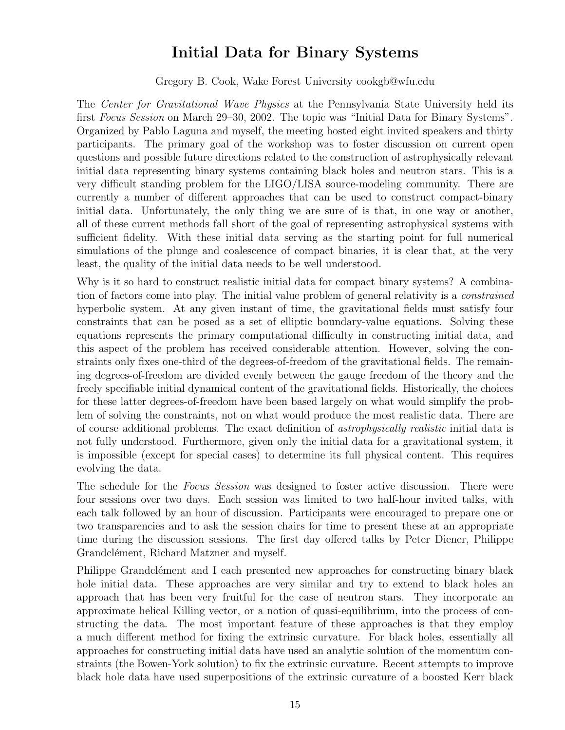# Initial Data for Binary Systems

Gregory B. Cook, Wake Forest University cookgb@wfu.edu

The *Center for Gravitational Wave Physics* at the Pennsylvania State University held its first *Focus Session* on March 29–30, 2002. The topic was "Initial Data for Binary Systems". Organized by Pablo Laguna and myself, the meeting hosted eight invited speakers and thirty participants. The primary goal of the workshop was to foster discussion on current open questions and possible future directions related to the construction of astrophysically relevant initial data representing binary systems containing black holes and neutron stars. This is a very difficult standing problem for the LIGO/LISA source-modeling community. There are currently a number of different approaches that can be used to construct compact-binary initial data. Unfortunately, the only thing we are sure of is that, in one way or another, all of these current methods fall short of the goal of representing astrophysical systems with sufficient fidelity. With these initial data serving as the starting point for full numerical simulations of the plunge and coalescence of compact binaries, it is clear that, at the very least, the quality of the initial data needs to be well understood.

Why is it so hard to construct realistic initial data for compact binary systems? A combination of factors come into play. The initial value problem of general relativity is a *constrained* hyperbolic system. At any given instant of time, the gravitational fields must satisfy four constraints that can be posed as a set of elliptic boundary-value equations. Solving these equations represents the primary computational difficulty in constructing initial data, and this aspect of the problem has received considerable attention. However, solving the constraints only fixes one-third of the degrees-of-freedom of the gravitational fields. The remaining degrees-of-freedom are divided evenly between the gauge freedom of the theory and the freely specifiable initial dynamical content of the gravitational fields. Historically, the choices for these latter degrees-of-freedom have been based largely on what would simplify the problem of solving the constraints, not on what would produce the most realistic data. There are of course additional problems. The exact definition of *astrophysically realistic* initial data is not fully understood. Furthermore, given only the initial data for a gravitational system, it is impossible (except for special cases) to determine its full physical content. This requires evolving the data.

The schedule for the *Focus Session* was designed to foster active discussion. There were four sessions over two days. Each session was limited to two half-hour invited talks, with each talk followed by an hour of discussion. Participants were encouraged to prepare one or two transparencies and to ask the session chairs for time to present these at an appropriate time during the discussion sessions. The first day offered talks by Peter Diener, Philippe Grandclément, Richard Matzner and myself.

Philippe Grandclément and I each presented new approaches for constructing binary black hole initial data. These approaches are very similar and try to extend to black holes an approach that has been very fruitful for the case of neutron stars. They incorporate an approximate helical Killing vector, or a notion of quasi-equilibrium, into the process of constructing the data. The most important feature of these approaches is that they employ a much different method for fixing the extrinsic curvature. For black holes, essentially all approaches for constructing initial data have used an analytic solution of the momentum constraints (the Bowen-York solution) to fix the extrinsic curvature. Recent attempts to improve black hole data have used superpositions of the extrinsic curvature of a boosted Kerr black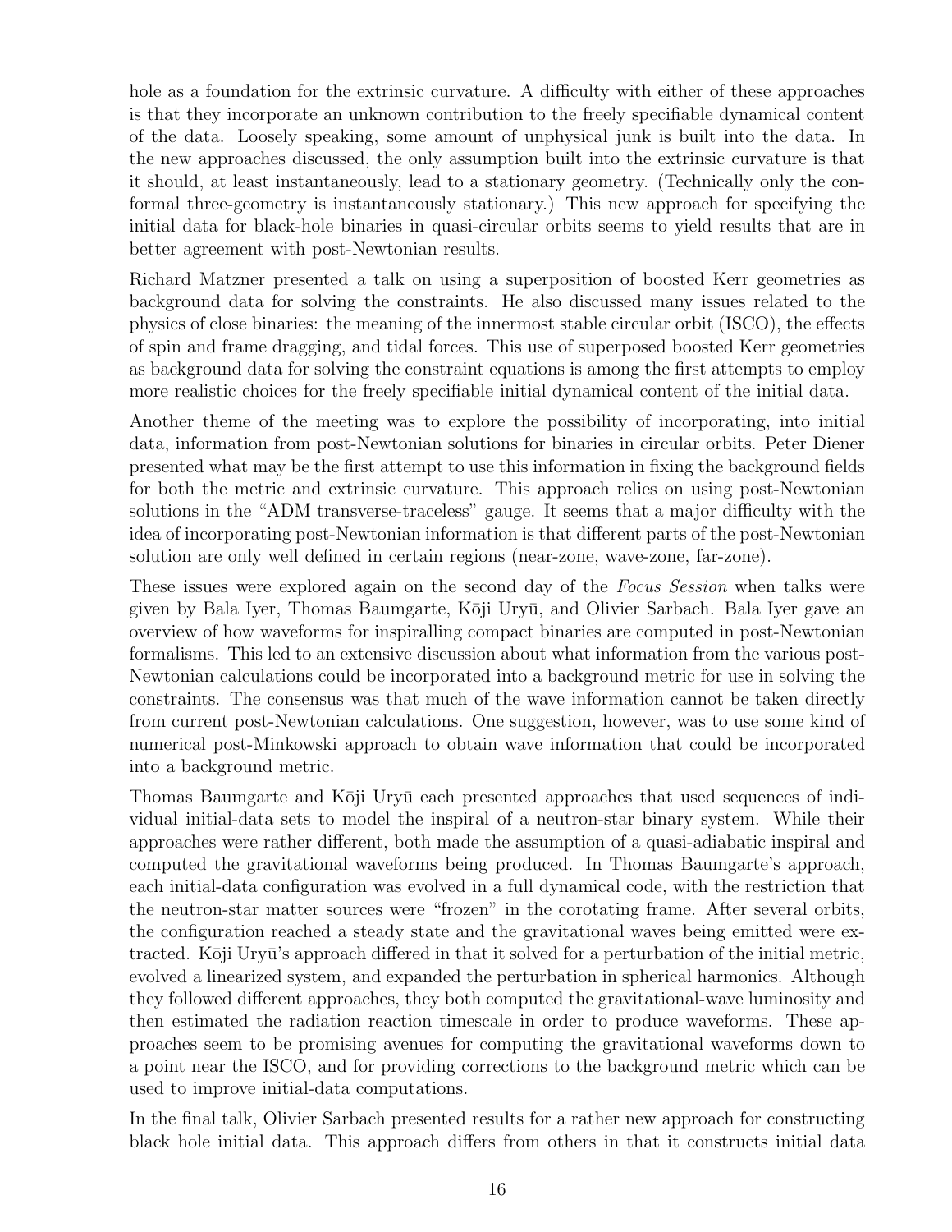hole as a foundation for the extrinsic curvature. A difficulty with either of these approaches is that they incorporate an unknown contribution to the freely specifiable dynamical content of the data. Loosely speaking, some amount of unphysical junk is built into the data. In the new approaches discussed, the only assumption built into the extrinsic curvature is that it should, at least instantaneously, lead to a stationary geometry. (Technically only the conformal three-geometry is instantaneously stationary.) This new approach for specifying the initial data for black-hole binaries in quasi-circular orbits seems to yield results that are in better agreement with post-Newtonian results.

Richard Matzner presented a talk on using a superposition of boosted Kerr geometries as background data for solving the constraints. He also discussed many issues related to the physics of close binaries: the meaning of the innermost stable circular orbit (ISCO), the effects of spin and frame dragging, and tidal forces. This use of superposed boosted Kerr geometries as background data for solving the constraint equations is among the first attempts to employ more realistic choices for the freely specifiable initial dynamical content of the initial data.

Another theme of the meeting was to explore the possibility of incorporating, into initial data, information from post-Newtonian solutions for binaries in circular orbits. Peter Diener presented what may be the first attempt to use this information in fixing the background fields for both the metric and extrinsic curvature. This approach relies on using post-Newtonian solutions in the "ADM transverse-traceless" gauge. It seems that a major difficulty with the idea of incorporating post-Newtonian information is that different parts of the post-Newtonian solution are only well defined in certain regions (near-zone, wave-zone, far-zone).

These issues were explored again on the second day of the *Focus Session* when talks were given by Bala Iyer, Thomas Baumgarte, Kōji Uryū, and Olivier Sarbach. Bala Iyer gave an overview of how waveforms for inspiralling compact binaries are computed in post-Newtonian formalisms. This led to an extensive discussion about what information from the various post-Newtonian calculations could be incorporated into a background metric for use in solving the constraints. The consensus was that much of the wave information cannot be taken directly from current post-Newtonian calculations. One suggestion, however, was to use some kind of numerical post-Minkowski approach to obtain wave information that could be incorporated into a background metric.

Thomas Baumgarte and Kōji Uryū each presented approaches that used sequences of individual initial-data sets to model the inspiral of a neutron-star binary system. While their approaches were rather different, both made the assumption of a quasi-adiabatic inspiral and computed the gravitational waveforms being produced. In Thomas Baumgarte's approach, each initial-data configuration was evolved in a full dynamical code, with the restriction that the neutron-star matter sources were "frozen" in the corotating frame. After several orbits, the configuration reached a steady state and the gravitational waves being emitted were extracted. Kōji Uryū's approach differed in that it solved for a perturbation of the initial metric, evolved a linearized system, and expanded the perturbation in spherical harmonics. Although they followed different approaches, they both computed the gravitational-wave luminosity and then estimated the radiation reaction timescale in order to produce waveforms. These approaches seem to be promising avenues for computing the gravitational waveforms down to a point near the ISCO, and for providing corrections to the background metric which can be used to improve initial-data computations.

In the final talk, Olivier Sarbach presented results for a rather new approach for constructing black hole initial data. This approach differs from others in that it constructs initial data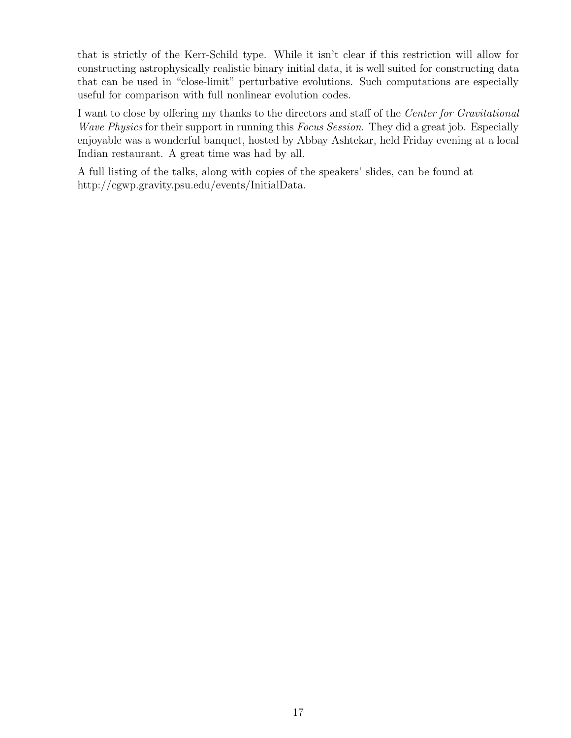that is strictly of the Kerr-Schild type. While it isn't clear if this restriction will allow for constructing astrophysically realistic binary initial data, it is well suited for constructing data that can be used in "close-limit" perturbative evolutions. Such computations are especially useful for comparison with full nonlinear evolution codes.

I want to close by offering my thanks to the directors and staff of the *Center for Gravitational Wave Physics* for their support in running this *Focus Session*. They did a great job. Especially enjoyable was a wonderful banquet, hosted by Abbay Ashtekar, held Friday evening at a local Indian restaurant. A great time was had by all.

A full listing of the talks, along with copies of the speakers' slides, can be found at http://cgwp.gravity.psu.edu/events/InitialData.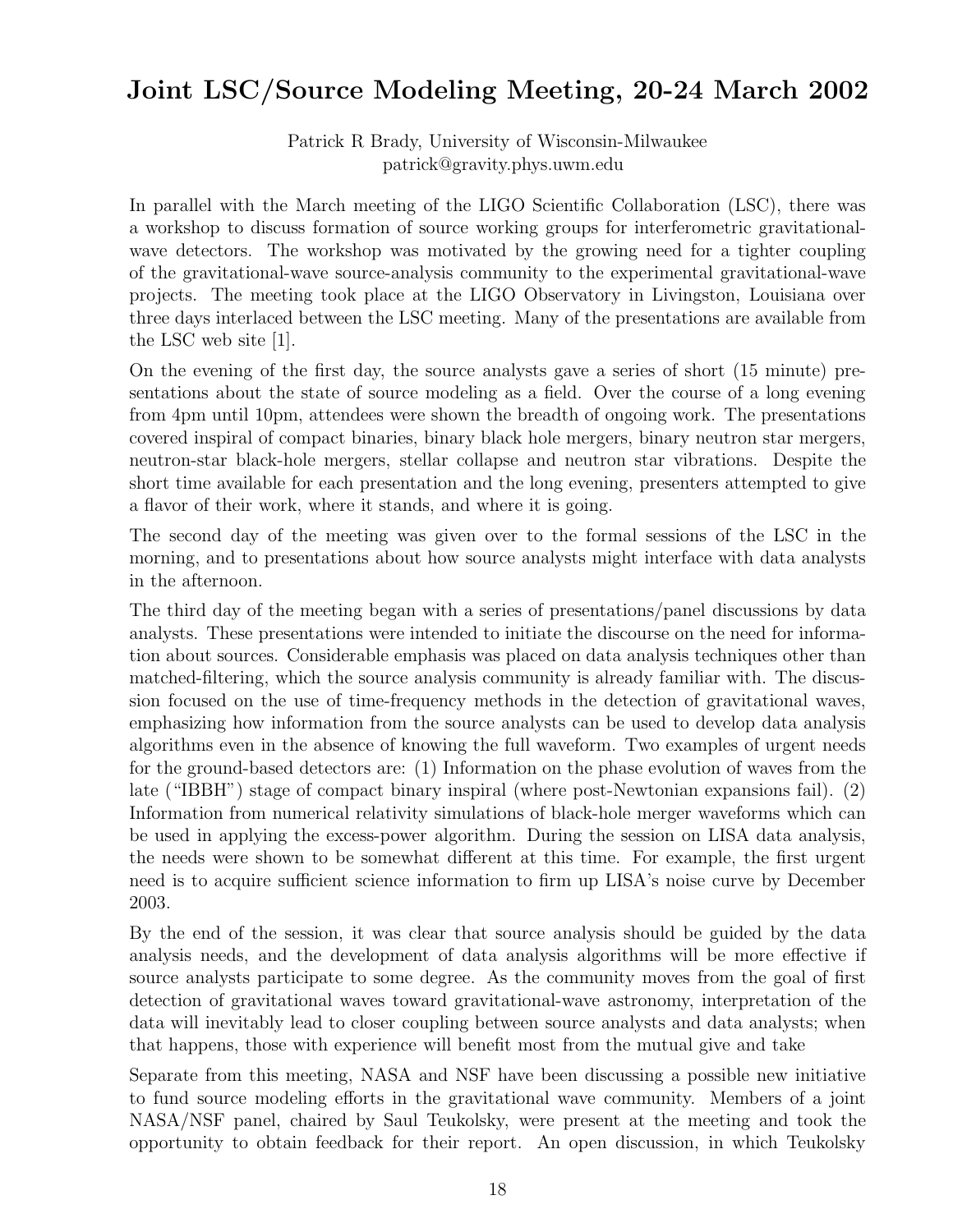# Joint LSC/Source Modeling Meeting, 20-24 March 2002

Patrick R Brady, University of Wisconsin-Milwaukee
patrick@gravity.phys.uwm.edu

In parallel with the March meeting of the LIGO Scientific Collaboration (LSC), there was a workshop to discuss formation of source working groups for interferometric gravitational-wave detectors. The workshop was motivated by the growing need for a tighter coupling of the gravitational-wave source-analysis community to the experimental gravitational-wave projects. The meeting took place at the LIGO Observatory in Livingston, Louisiana over three days interlaced between the LSC meeting. Many of the presentations are available from the LSC web site [1].

On the evening of the first day, the source analysts gave a series of short (15 minute) presentations about the state of source modeling as a field. Over the course of a long evening from 4pm until 10pm, attendees were shown the breadth of ongoing work. The presentations covered inspiral of compact binaries, binary black hole mergers, binary neutron star mergers, neutron-star black-hole mergers, stellar collapse and neutron star vibrations. Despite the short time available for each presentation and the long evening, presenters attempted to give a flavor of their work, where it stands, and where it is going.

The second day of the meeting was given over to the formal sessions of the LSC in the morning, and to presentations about how source analysts might interface with data analysts in the afternoon.

The third day of the meeting began with a series of presentations/panel discussions by data analysts. These presentations were intended to initiate the discourse on the need for information about sources. Considerable emphasis was placed on data analysis techniques other than matched-filtering, which the source analysis community is already familiar with. The discussion focused on the use of time-frequency methods in the detection of gravitational waves, emphasizing how information from the source analysts can be used to develop data analysis algorithms even in the absence of knowing the full waveform. Two examples of urgent needs for the ground-based detectors are: (1) Information on the phase evolution of waves from the late ("IBBH") stage of compact binary inspiral (where post-Newtonian expansions fail). (2) Information from numerical relativity simulations of black-hole merger waveforms which can be used in applying the excess-power algorithm. During the session on LISA data analysis, the needs were shown to be somewhat different at this time. For example, the first urgent need is to acquire sufficient science information to firm up LISA's noise curve by December 2003.

By the end of the session, it was clear that source analysis should be guided by the data analysis needs, and the development of data analysis algorithms will be more effective if source analysts participate to some degree. As the community moves from the goal of first detection of gravitational waves toward gravitational-wave astronomy, interpretation of the data will inevitably lead to closer coupling between source analysts and data analysts; when that happens, those with experience will benefit most from the mutual give and take

Separate from this meeting, NASA and NSF have been discussing a possible new initiative to fund source modeling efforts in the gravitational wave community. Members of a joint NASA/NSF panel, chaired by Saul Teukolsky, were present at the meeting and took the opportunity to obtain feedback for their report. An open discussion, in which Teukolsky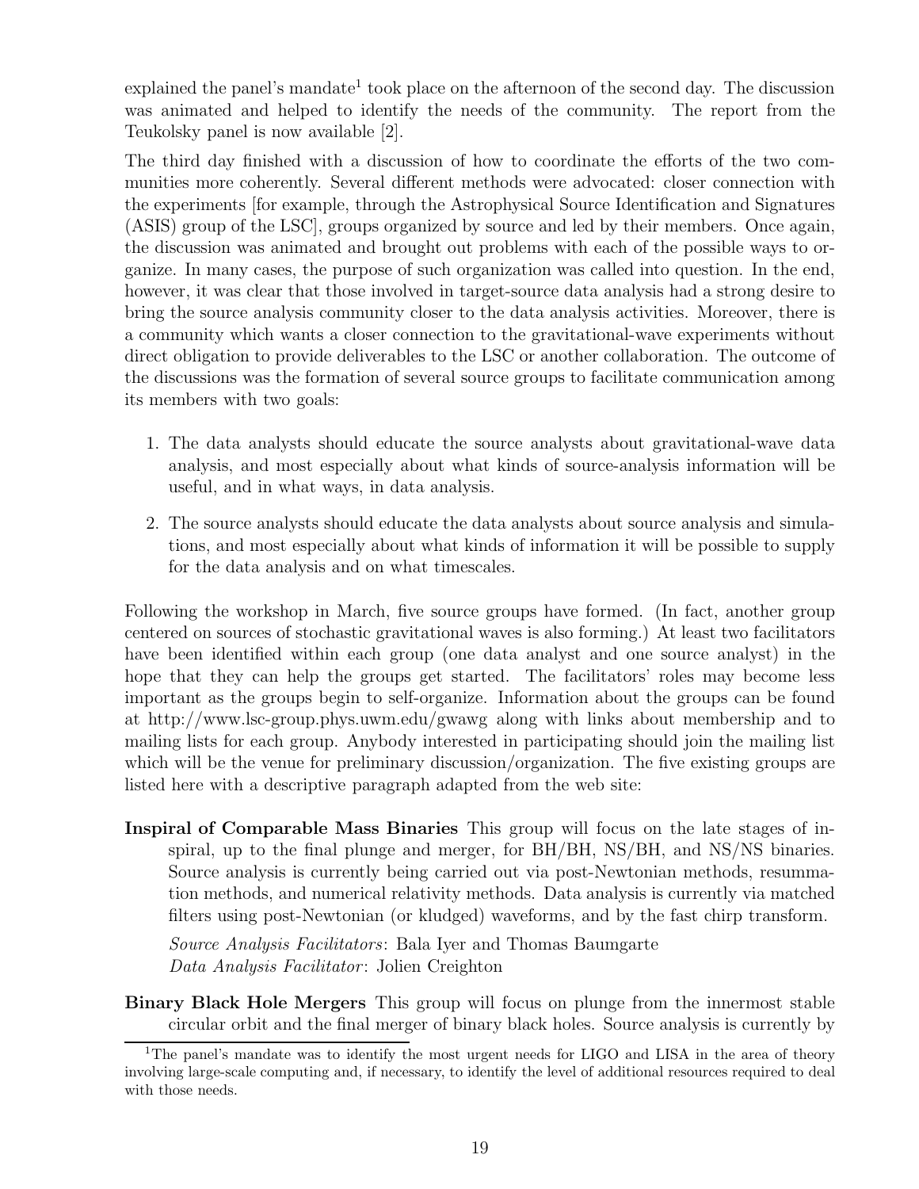explained the panel's mandate[1] took place on the afternoon of the second day. The discussion was animated and helped to identify the needs of the community. The report from the Teukolsky panel is now available [2].

The third day finished with a discussion of how to coordinate the efforts of the two communities more coherently. Several different methods were advocated: closer connection with the experiments [for example, through the Astrophysical Source Identification and Signatures (ASIS) group of the LSC], groups organized by source and led by their members. Once again, the discussion was animated and brought out problems with each of the possible ways to organize. In many cases, the purpose of such organization was called into question. In the end, however, it was clear that those involved in target-source data analysis had a strong desire to bring the source analysis community closer to the data analysis activities. Moreover, there is a community which wants a closer connection to the gravitational-wave experiments without direct obligation to provide deliverables to the LSC or another collaboration. The outcome of the discussions was the formation of several source groups to facilitate communication among its members with two goals:

1. The data analysts should educate the source analysts about gravitational-wave data analysis, and most especially about what kinds of source-analysis information will be useful, and in what ways, in data analysis.

2. The source analysts should educate the data analysts about source analysis and simulations, and most especially about what kinds of information it will be possible to supply for the data analysis and on what timescales.

Following the workshop in March, five source groups have formed. (In fact, another group centered on sources of stochastic gravitational waves is also forming.) At least two facilitators have been identified within each group (one data analyst and one source analyst) in the hope that they can help the groups get started. The facilitators' roles may become less important as the groups begin to self-organize. Information about the groups can be found at http://www.lsc-group.phys.uwm.edu/gwawg along with links about membership and to mailing lists for each group. Anybody interested in participating should join the mailing list which will be the venue for preliminary discussion/organization. The five existing groups are listed here with a descriptive paragraph adapted from the web site:

**Inspiral of Comparable Mass Binaries** This group will focus on the late stages of inspiral, up to the final plunge and merger, for BH/BH, NS/BH, and NS/NS binaries. Source analysis is currently being carried out via post-Newtonian methods, resummation methods, and numerical relativity methods. Data analysis is currently via matched filters using post-Newtonian (or kludged) waveforms, and by the fast chirp transform.

*Source Analysis Facilitators*: Bala Iyer and Thomas Baumgarte
*Data Analysis Facilitator*: Jolien Creighton

**Binary Black Hole Mergers** This group will focus on plunge from the innermost stable circular orbit and the final merger of binary black holes. Source analysis is currently by

[1] The panel's mandate was to identify the most urgent needs for LIGO and LISA in the area of theory involving large-scale computing and, if necessary, to identify the level of additional resources required to deal with those needs.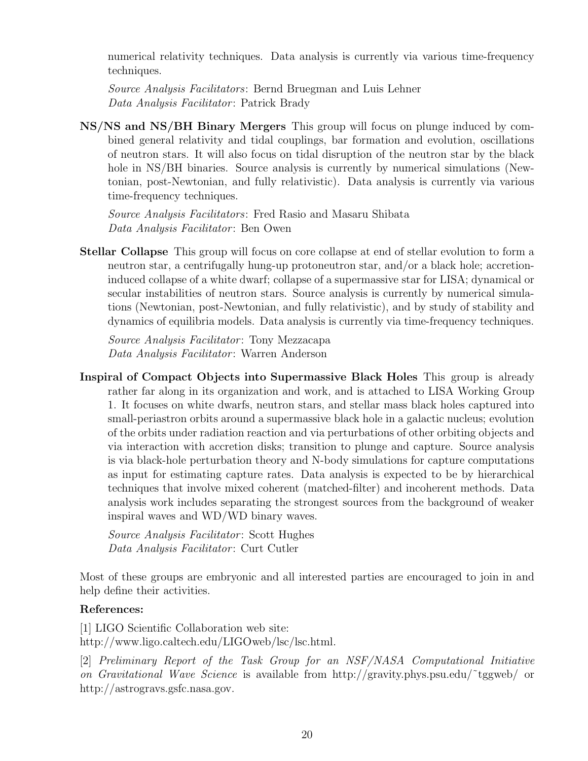numerical relativity techniques. Data analysis is currently via various time-frequency techniques.

*Source Analysis Facilitators*: Bernd Bruegman and Luis Lehner
*Data Analysis Facilitator*: Patrick Brady

**NS/NS and NS/BH Binary Mergers** This group will focus on plunge induced by combined general relativity and tidal couplings, bar formation and evolution, oscillations of neutron stars. It will also focus on tidal disruption of the neutron star by the black hole in NS/BH binaries. Source analysis is currently by numerical simulations (Newtonian, post-Newtonian, and fully relativistic). Data analysis is currently via various time-frequency techniques.

*Source Analysis Facilitators*: Fred Rasio and Masaru Shibata
*Data Analysis Facilitator*: Ben Owen

**Stellar Collapse** This group will focus on core collapse at end of stellar evolution to form a neutron star, a centrifugally hung-up protoneutron star, and/or a black hole; accretion-induced collapse of a white dwarf; collapse of a supermassive star for LISA; dynamical or secular instabilities of neutron stars. Source analysis is currently by numerical simulations (Newtonian, post-Newtonian, and fully relativistic), and by study of stability and dynamics of equilibria models. Data analysis is currently via time-frequency techniques.

*Source Analysis Facilitator*: Tony Mezzacapa
*Data Analysis Facilitator*: Warren Anderson

**Inspiral of Compact Objects into Supermassive Black Holes** This group is already rather far along in its organization and work, and is attached to LISA Working Group 1. It focuses on white dwarfs, neutron stars, and stellar mass black holes captured into small-periastron orbits around a supermassive black hole in a galactic nucleus; evolution of the orbits under radiation reaction and via perturbations of other orbiting objects and via interaction with accretion disks; transition to plunge and capture. Source analysis is via black-hole perturbation theory and N-body simulations for capture computations as input for estimating capture rates. Data analysis is expected to be by hierarchical techniques that involve mixed coherent (matched-filter) and incoherent methods. Data analysis work includes separating the strongest sources from the background of weaker inspiral waves and WD/WD binary waves.

*Source Analysis Facilitator*: Scott Hughes
*Data Analysis Facilitator*: Curt Cutler

Most of these groups are embryonic and all interested parties are encouraged to join in and help define their activities.

**References:**

[1] LIGO Scientific Collaboration web site:
http://www.ligo.caltech.edu/LIGOweb/lsc/lsc.html.

[2] *Preliminary Report of the Task Group for an NSF/NASA Computational Initiative on Gravitational Wave Science* is available from http://gravity.phys.psu.edu/~tggweb/ or http://astrogravs.gsfc.nasa.gov.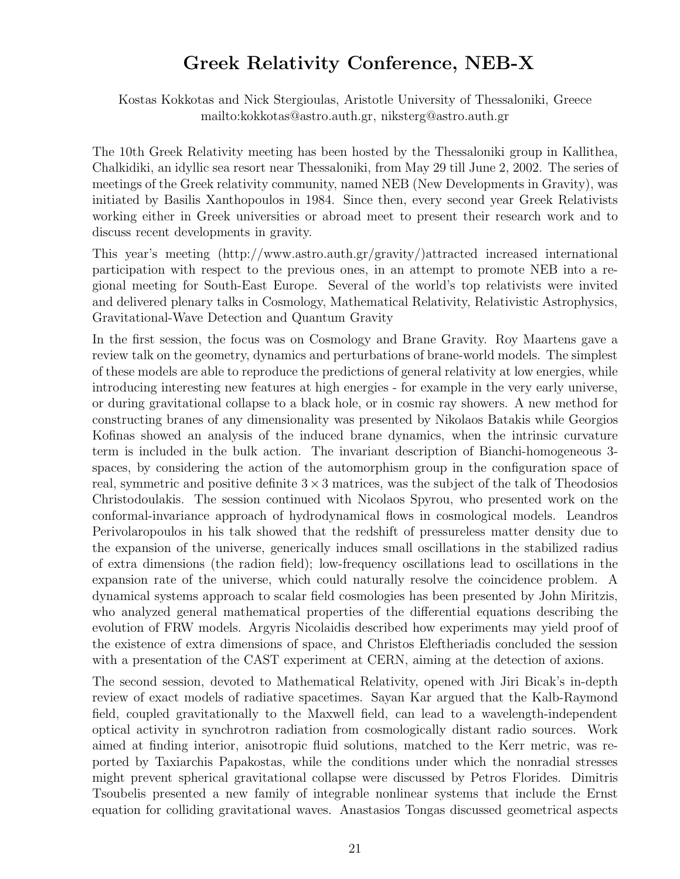# Greek Relativity Conference, NEB-X

Kostas Kokkotas and Nick Stergioulas, Aristotle University of Thessaloniki, Greece
mailto:kokkotas@astro.auth.gr, niksterg@astro.auth.gr

The 10th Greek Relativity meeting has been hosted by the Thessaloniki group in Kallithea, Chalkidiki, an idyllic sea resort near Thessaloniki, from May 29 till June 2, 2002. The series of meetings of the Greek relativity community, named NEB (New Developments in Gravity), was initiated by Basilis Xanthopoulos in 1984. Since then, every second year Greek Relativists working either in Greek universities or abroad meet to present their research work and to discuss recent developments in gravity.

This year's meeting (http://www.astro.auth.gr/gravity/)attracted increased international participation with respect to the previous ones, in an attempt to promote NEB into a regional meeting for South-East Europe. Several of the world's top relativists were invited and delivered plenary talks in Cosmology, Mathematical Relativity, Relativistic Astrophysics, Gravitational-Wave Detection and Quantum Gravity

In the first session, the focus was on Cosmology and Brane Gravity. Roy Maartens gave a review talk on the geometry, dynamics and perturbations of brane-world models. The simplest of these models are able to reproduce the predictions of general relativity at low energies, while introducing interesting new features at high energies - for example in the very early universe, or during gravitational collapse to a black hole, or in cosmic ray showers. A new method for constructing branes of any dimensionality was presented by Nikolaos Batakis while Georgios Kofinas showed an analysis of the induced brane dynamics, when the intrinsic curvature term is included in the bulk action. The invariant description of Bianchi-homogeneous 3-spaces, by considering the action of the automorphism group in the configuration space of real, symmetric and positive definite $3 \times 3$ matrices, was the subject of the talk of Theodosios Christodoulakis. The session continued with Nicolaos Spyrou, who presented work on the conformal-invariance approach of hydrodynamical flows in cosmological models. Leandros Perivolaropoulos in his talk showed that the redshift of pressureless matter density due to the expansion of the universe, generically induces small oscillations in the stabilized radius of extra dimensions (the radion field); low-frequency oscillations lead to oscillations in the expansion rate of the universe, which could naturally resolve the coincidence problem. A dynamical systems approach to scalar field cosmologies has been presented by John Miritzis, who analyzed general mathematical properties of the differential equations describing the evolution of FRW models. Argyris Nicolaidis described how experiments may yield proof of the existence of extra dimensions of space, and Christos Eleftheriadis concluded the session with a presentation of the CAST experiment at CERN, aiming at the detection of axions.

The second session, devoted to Mathematical Relativity, opened with Jiri Bicak's in-depth review of exact models of radiative spacetimes. Sayan Kar argued that the Kalb-Raymond field, coupled gravitationally to the Maxwell field, can lead to a wavelength-independent optical activity in synchrotron radiation from cosmologically distant radio sources. Work aimed at finding interior, anisotropic fluid solutions, matched to the Kerr metric, was reported by Taxiarchis Papakostas, while the conditions under which the nonradial stresses might prevent spherical gravitational collapse were discussed by Petros Florides. Dimitris Tsoubelis presented a new family of integrable nonlinear systems that include the Ernst equation for colliding gravitational waves. Anastasios Tongas discussed geometrical aspects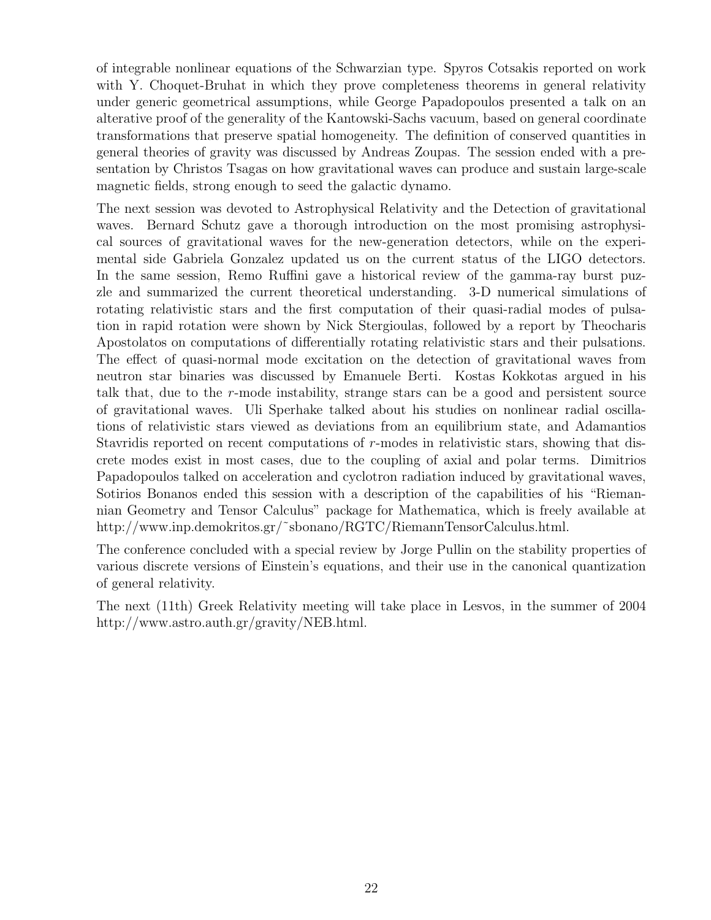of integrable nonlinear equations of the Schwarzian type. Spyros Cotsakis reported on work with Y. Choquet-Bruhat in which they prove completeness theorems in general relativity under generic geometrical assumptions, while George Papadopoulos presented a talk on an alterative proof of the generality of the Kantowski-Sachs vacuum, based on general coordinate transformations that preserve spatial homogeneity. The definition of conserved quantities in general theories of gravity was discussed by Andreas Zoupas. The session ended with a presentation by Christos Tsagas on how gravitational waves can produce and sustain large-scale magnetic fields, strong enough to seed the galactic dynamo.

The next session was devoted to Astrophysical Relativity and the Detection of gravitational waves. Bernard Schutz gave a thorough introduction on the most promising astrophysical sources of gravitational waves for the new-generation detectors, while on the experimental side Gabriela Gonzalez updated us on the current status of the LIGO detectors. In the same session, Remo Ruffini gave a historical review of the gamma-ray burst puzzle and summarized the current theoretical understanding. 3-D numerical simulations of rotating relativistic stars and the first computation of their quasi-radial modes of pulsation in rapid rotation were shown by Nick Stergioulas, followed by a report by Theocharis Apostolatos on computations of differentially rotating relativistic stars and their pulsations. The effect of quasi-normal mode excitation on the detection of gravitational waves from neutron star binaries was discussed by Emanuele Berti. Kostas Kokkotas argued in his talk that, due to the $r$-mode instability, strange stars can be a good and persistent source of gravitational waves. Uli Sperhake talked about his studies on nonlinear radial oscillations of relativistic stars viewed as deviations from an equilibrium state, and Adamantios Stavridis reported on recent computations of $r$-modes in relativistic stars, showing that discrete modes exist in most cases, due to the coupling of axial and polar terms. Dimitrios Papadopoulos talked on acceleration and cyclotron radiation induced by gravitational waves, Sotirios Bonanos ended this session with a description of the capabilities of his "Riemannian Geometry and Tensor Calculus" package for Mathematica, which is freely available at http://www.inp.demokritos.gr/~sbonano/RGTC/RiemannTensorCalculus.html.

The conference concluded with a special review by Jorge Pullin on the stability properties of various discrete versions of Einstein's equations, and their use in the canonical quantization of general relativity.

The next (11th) Greek Relativity meeting will take place in Lesvos, in the summer of 2004 http://www.astro.auth.gr/gravity/NEB.html.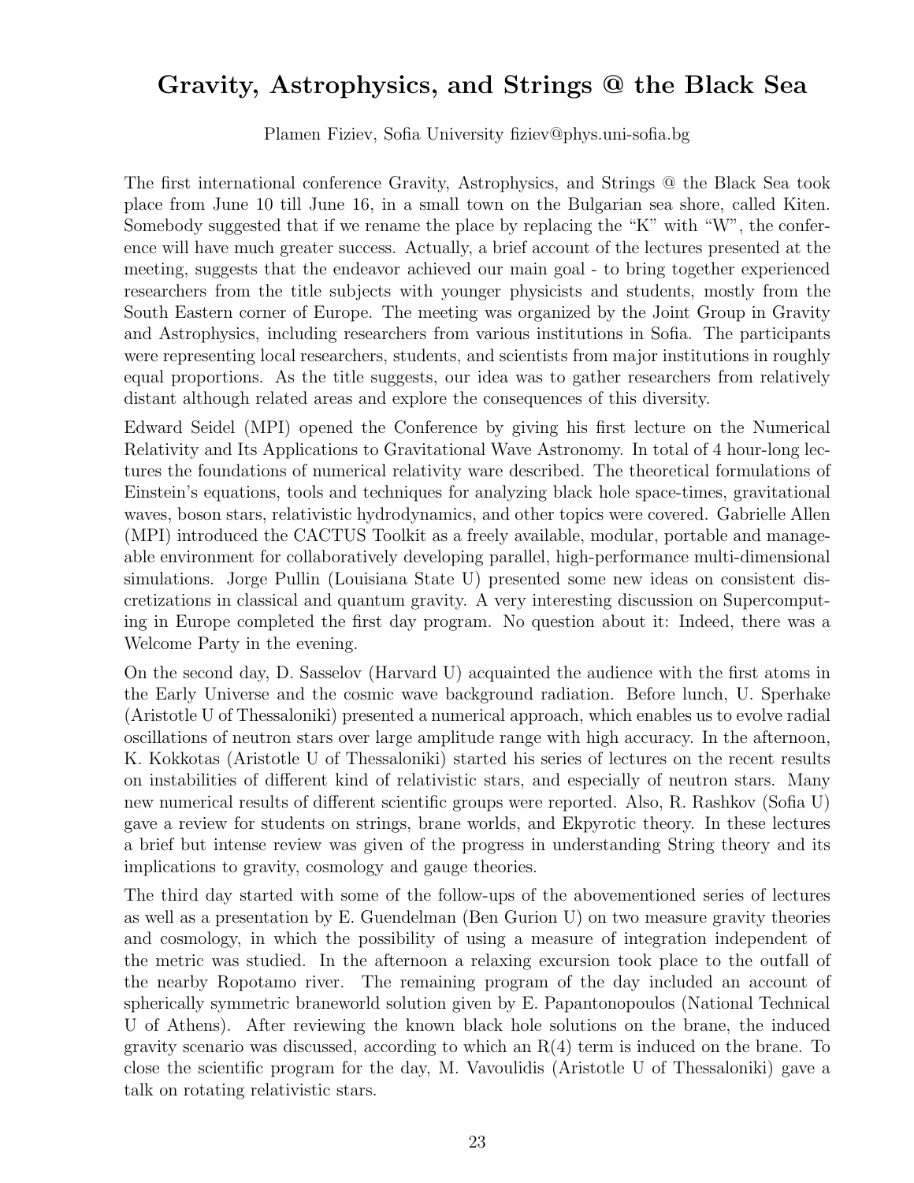# Gravity, Astrophysics, and Strings @ the Black Sea

Plamen Fiziev, Sofia University fiziev@phys.uni-sofia.bg

The first international conference Gravity, Astrophysics, and Strings @ the Black Sea took place from June 10 till June 16, in a small town on the Bulgarian sea shore, called Kiten. Somebody suggested that if we rename the place by replacing the "K" with "W", the conference will have much greater success. Actually, a brief account of the lectures presented at the meeting, suggests that the endeavor achieved our main goal - to bring together experienced researchers from the title subjects with younger physicists and students, mostly from the South Eastern corner of Europe. The meeting was organized by the Joint Group in Gravity and Astrophysics, including researchers from various institutions in Sofia. The participants were representing local researchers, students, and scientists from major institutions in roughly equal proportions. As the title suggests, our idea was to gather researchers from relatively distant although related areas and explore the consequences of this diversity.

Edward Seidel (MPI) opened the Conference by giving his first lecture on the Numerical Relativity and Its Applications to Gravitational Wave Astronomy. In total of 4 hour-long lectures the foundations of numerical relativity ware described. The theoretical formulations of Einstein's equations, tools and techniques for analyzing black hole space-times, gravitational waves, boson stars, relativistic hydrodynamics, and other topics were covered. Gabrielle Allen (MPI) introduced the CACTUS Toolkit as a freely available, modular, portable and manageable environment for collaboratively developing parallel, high-performance multi-dimensional simulations. Jorge Pullin (Louisiana State U) presented some new ideas on consistent discretizations in classical and quantum gravity. A very interesting discussion on Supercomputing in Europe completed the first day program. No question about it: Indeed, there was a Welcome Party in the evening.

On the second day, D. Sasselov (Harvard U) acquainted the audience with the first atoms in the Early Universe and the cosmic wave background radiation. Before lunch, U. Sperhake (Aristotle U of Thessaloniki) presented a numerical approach, which enables us to evolve radial oscillations of neutron stars over large amplitude range with high accuracy. In the afternoon, K. Kokkotas (Aristotle U of Thessaloniki) started his series of lectures on the recent results on instabilities of different kind of relativistic stars, and especially of neutron stars. Many new numerical results of different scientific groups were reported. Also, R. Rashkov (Sofia U) gave a review for students on strings, brane worlds, and Ekpyrotic theory. In these lectures a brief but intense review was given of the progress in understanding String theory and its implications to gravity, cosmology and gauge theories.

The third day started with some of the follow-ups of the abovementioned series of lectures as well as a presentation by E. Guendelman (Ben Gurion U) on two measure gravity theories and cosmology, in which the possibility of using a measure of integration independent of the metric was studied. In the afternoon a relaxing excursion took place to the outfall of the nearby Ropotamo river. The remaining program of the day included an account of spherically symmetric braneworld solution given by E. Papantonopoulos (National Technical U of Athens). After reviewing the known black hole solutions on the brane, the induced gravity scenario was discussed, according to which an $R(4)$ term is induced on the brane. To close the scientific program for the day, M. Vavoulidis (Aristotle U of Thessaloniki) gave a talk on rotating relativistic stars.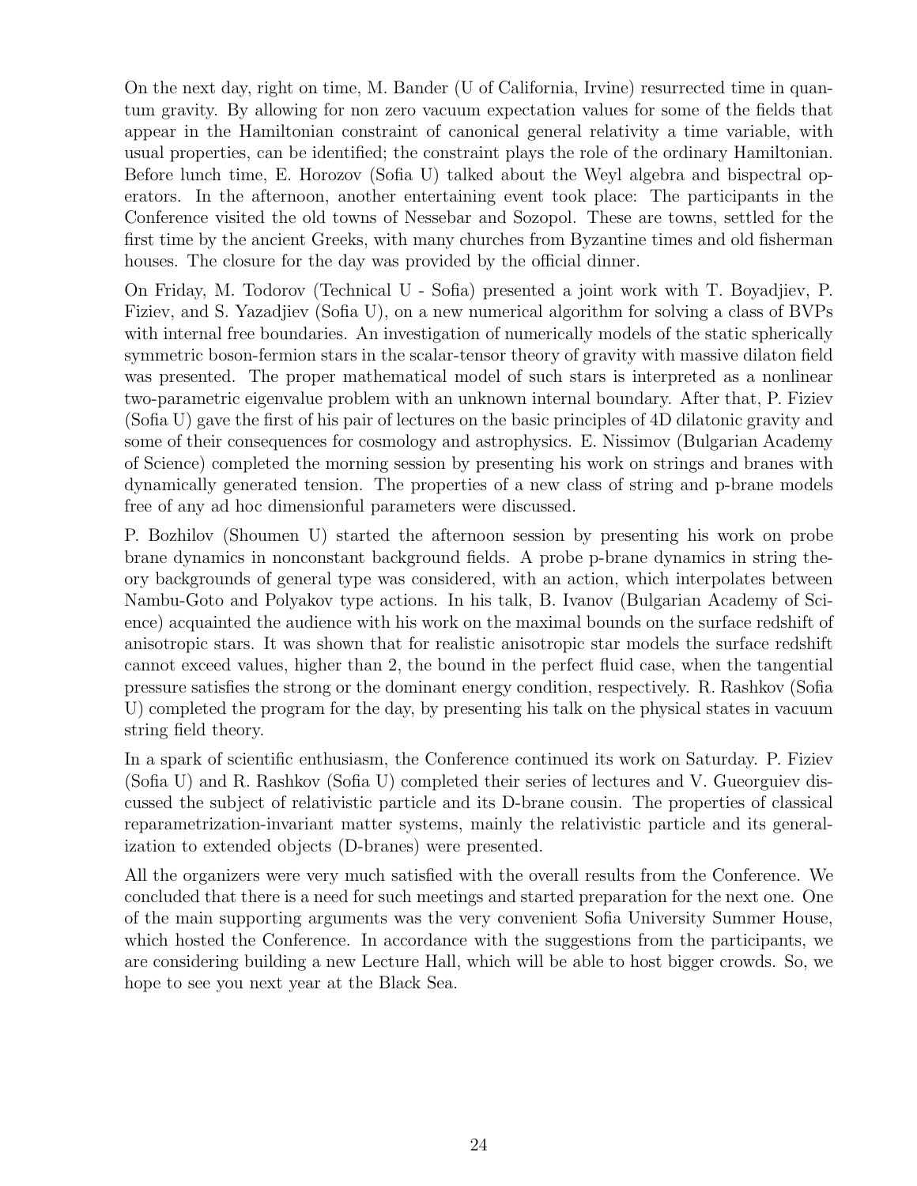On the next day, right on time, M. Bander (U of California, Irvine) resurrected time in quantum gravity. By allowing for non zero vacuum expectation values for some of the fields that appear in the Hamiltonian constraint of canonical general relativity a time variable, with usual properties, can be identified; the constraint plays the role of the ordinary Hamiltonian. Before lunch time, E. Horozov (Sofia U) talked about the Weyl algebra and bispectral operators. In the afternoon, another entertaining event took place: The participants in the Conference visited the old towns of Nessebar and Sozopol. These are towns, settled for the first time by the ancient Greeks, with many churches from Byzantine times and old fisherman houses. The closure for the day was provided by the official dinner.

On Friday, M. Todorov (Technical U - Sofia) presented a joint work with T. Boyadjiev, P. Fiziev, and S. Yazadjiev (Sofia U), on a new numerical algorithm for solving a class of BVPs with internal free boundaries. An investigation of numerically models of the static spherically symmetric boson-fermion stars in the scalar-tensor theory of gravity with massive dilaton field was presented. The proper mathematical model of such stars is interpreted as a nonlinear two-parametric eigenvalue problem with an unknown internal boundary. After that, P. Fiziev (Sofia U) gave the first of his pair of lectures on the basic principles of 4D dilatonic gravity and some of their consequences for cosmology and astrophysics. E. Nissimov (Bulgarian Academy of Science) completed the morning session by presenting his work on strings and branes with dynamically generated tension. The properties of a new class of string and p-brane models free of any ad hoc dimensionful parameters were discussed.

P. Bozhilov (Shoumen U) started the afternoon session by presenting his work on probe brane dynamics in nonconstant background fields. A probe p-brane dynamics in string theory backgrounds of general type was considered, with an action, which interpolates between Nambu-Goto and Polyakov type actions. In his talk, B. Ivanov (Bulgarian Academy of Science) acquainted the audience with his work on the maximal bounds on the surface redshift of anisotropic stars. It was shown that for realistic anisotropic star models the surface redshift cannot exceed values, higher than 2, the bound in the perfect fluid case, when the tangential pressure satisfies the strong or the dominant energy condition, respectively. R. Rashkov (Sofia U) completed the program for the day, by presenting his talk on the physical states in vacuum string field theory.

In a spark of scientific enthusiasm, the Conference continued its work on Saturday. P. Fiziev (Sofia U) and R. Rashkov (Sofia U) completed their series of lectures and V. Gueorguiev discussed the subject of relativistic particle and its D-brane cousin. The properties of classical reparametrization-invariant matter systems, mainly the relativistic particle and its generalization to extended objects (D-branes) were presented.

All the organizers were very much satisfied with the overall results from the Conference. We concluded that there is a need for such meetings and started preparation for the next one. One of the main supporting arguments was the very convenient Sofia University Summer House, which hosted the Conference. In accordance with the suggestions from the participants, we are considering building a new Lecture Hall, which will be able to host bigger crowds. So, we hope to see you next year at the Black Sea.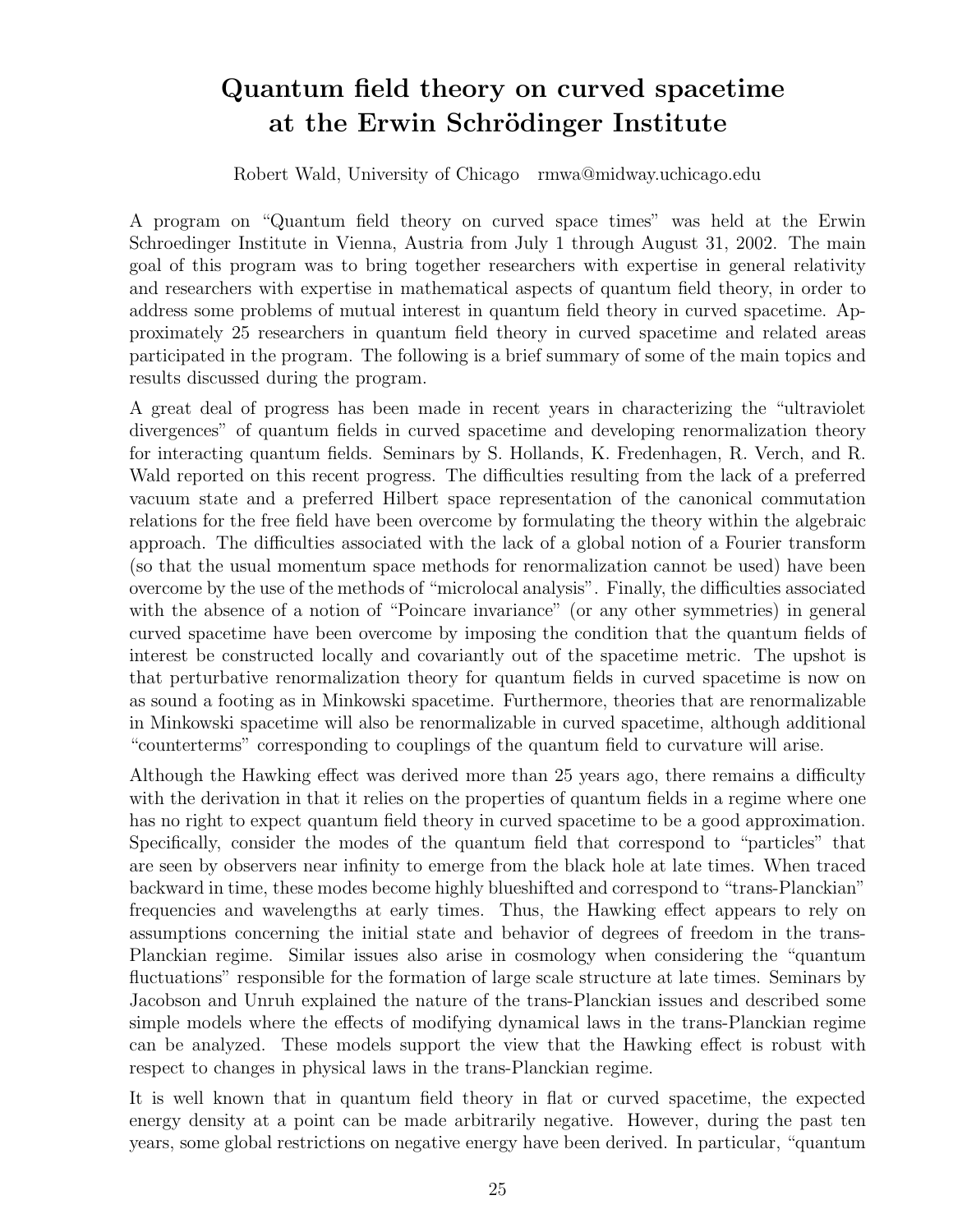# Quantum field theory on curved spacetime at the Erwin Schrödinger Institute

Robert Wald, University of Chicago rmwa@midway.uchicago.edu

A program on "Quantum field theory on curved space times" was held at the Erwin Schroedinger Institute in Vienna, Austria from July 1 through August 31, 2002. The main goal of this program was to bring together researchers with expertise in general relativity and researchers with expertise in mathematical aspects of quantum field theory, in order to address some problems of mutual interest in quantum field theory in curved spacetime. Approximately 25 researchers in quantum field theory in curved spacetime and related areas participated in the program. The following is a brief summary of some of the main topics and results discussed during the program.

A great deal of progress has been made in recent years in characterizing the "ultraviolet divergences" of quantum fields in curved spacetime and developing renormalization theory for interacting quantum fields. Seminars by S. Hollands, K. Fredenhagen, R. Verch, and R. Wald reported on this recent progress. The difficulties resulting from the lack of a preferred vacuum state and a preferred Hilbert space representation of the canonical commutation relations for the free field have been overcome by formulating the theory within the algebraic approach. The difficulties associated with the lack of a global notion of a Fourier transform (so that the usual momentum space methods for renormalization cannot be used) have been overcome by the use of the methods of "microlocal analysis". Finally, the difficulties associated with the absence of a notion of "Poincare invariance" (or any other symmetries) in general curved spacetime have been overcome by imposing the condition that the quantum fields of interest be constructed locally and covariantly out of the spacetime metric. The upshot is that perturbative renormalization theory for quantum fields in curved spacetime is now on as sound a footing as in Minkowski spacetime. Furthermore, theories that are renormalizable in Minkowski spacetime will also be renormalizable in curved spacetime, although additional "counterterms" corresponding to couplings of the quantum field to curvature will arise.

Although the Hawking effect was derived more than 25 years ago, there remains a difficulty with the derivation in that it relies on the properties of quantum fields in a regime where one has no right to expect quantum field theory in curved spacetime to be a good approximation. Specifically, consider the modes of the quantum field that correspond to "particles" that are seen by observers near infinity to emerge from the black hole at late times. When traced backward in time, these modes become highly blueshifted and correspond to "trans-Planckian" frequencies and wavelengths at early times. Thus, the Hawking effect appears to rely on assumptions concerning the initial state and behavior of degrees of freedom in the trans-Planckian regime. Similar issues also arise in cosmology when considering the "quantum fluctuations" responsible for the formation of large scale structure at late times. Seminars by Jacobson and Unruh explained the nature of the trans-Planckian issues and described some simple models where the effects of modifying dynamical laws in the trans-Planckian regime can be analyzed. These models support the view that the Hawking effect is robust with respect to changes in physical laws in the trans-Planckian regime.

It is well known that in quantum field theory in flat or curved spacetime, the expected energy density at a point can be made arbitrarily negative. However, during the past ten years, some global restrictions on negative energy have been derived. In particular, "quantum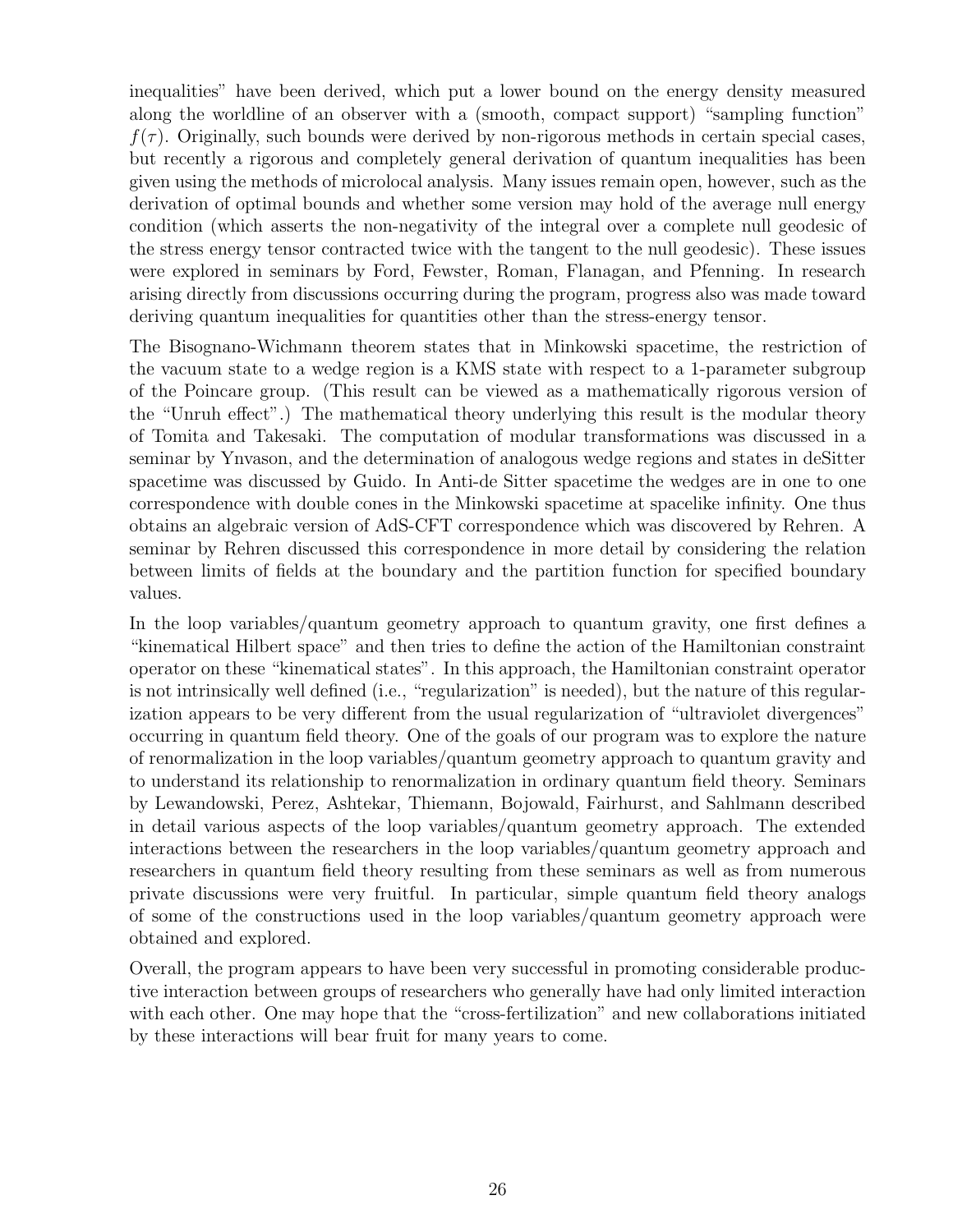inequalities" have been derived, which put a lower bound on the energy density measured along the worldline of an observer with a (smooth, compact support) "sampling function" $f(\tau)$. Originally, such bounds were derived by non-rigorous methods in certain special cases, but recently a rigorous and completely general derivation of quantum inequalities has been given using the methods of microlocal analysis. Many issues remain open, however, such as the derivation of optimal bounds and whether some version may hold of the average null energy condition (which asserts the non-negativity of the integral over a complete null geodesic of the stress energy tensor contracted twice with the tangent to the null geodesic). These issues were explored in seminars by Ford, Fewster, Roman, Flanagan, and Pfenning. In research arising directly from discussions occurring during the program, progress also was made toward deriving quantum inequalities for quantities other than the stress-energy tensor.

The Bisognano-Wichmann theorem states that in Minkowski spacetime, the restriction of the vacuum state to a wedge region is a KMS state with respect to a 1-parameter subgroup of the Poincare group. (This result can be viewed as a mathematically rigorous version of the "Unruh effect".) The mathematical theory underlying this result is the modular theory of Tomita and Takesaki. The computation of modular transformations was discussed in a seminar by Ynvason, and the determination of analogous wedge regions and states in deSitter spacetime was discussed by Guido. In Anti-de Sitter spacetime the wedges are in one to one correspondence with double cones in the Minkowski spacetime at spacelike infinity. One thus obtains an algebraic version of AdS-CFT correspondence which was discovered by Rehren. A seminar by Rehren discussed this correspondence in more detail by considering the relation between limits of fields at the boundary and the partition function for specified boundary values.

In the loop variables/quantum geometry approach to quantum gravity, one first defines a "kinematical Hilbert space" and then tries to define the action of the Hamiltonian constraint operator on these "kinematical states". In this approach, the Hamiltonian constraint operator is not intrinsically well defined (i.e., "regularization" is needed), but the nature of this regularization appears to be very different from the usual regularization of "ultraviolet divergences" occurring in quantum field theory. One of the goals of our program was to explore the nature of renormalization in the loop variables/quantum geometry approach to quantum gravity and to understand its relationship to renormalization in ordinary quantum field theory. Seminars by Lewandowski, Perez, Ashtekar, Thiemann, Bojowald, Fairhurst, and Sahlmann described in detail various aspects of the loop variables/quantum geometry approach. The extended interactions between the researchers in the loop variables/quantum geometry approach and researchers in quantum field theory resulting from these seminars as well as from numerous private discussions were very fruitful. In particular, simple quantum field theory analogs of some of the constructions used in the loop variables/quantum geometry approach were obtained and explored.

Overall, the program appears to have been very successful in promoting considerable productive interaction between groups of researchers who generally have had only limited interaction with each other. One may hope that the "cross-fertilization" and new collaborations initiated by these interactions will bear fruit for many years to come.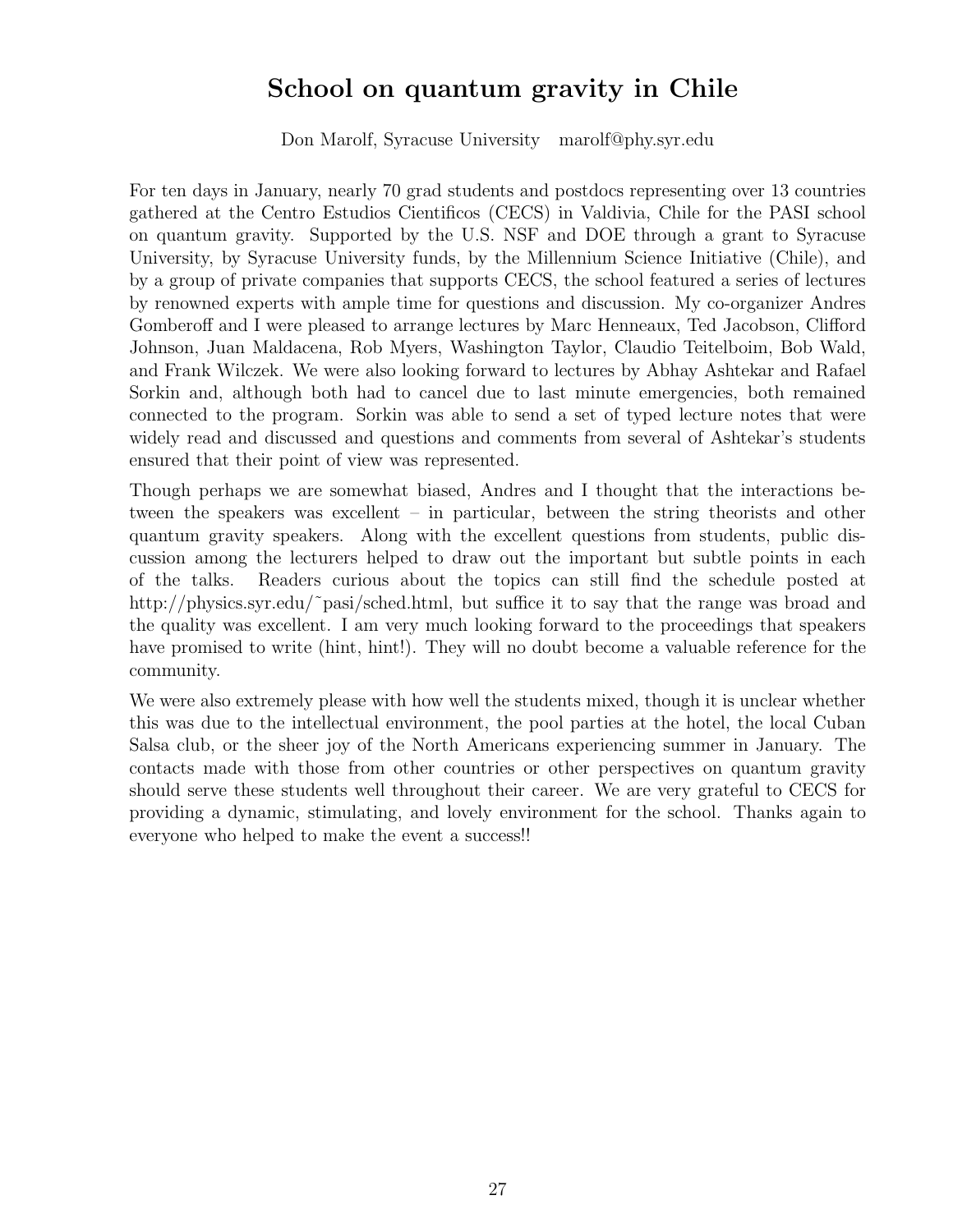# School on quantum gravity in Chile

Don Marolf, Syracuse University    marolf@phy.syr.edu

For ten days in January, nearly 70 grad students and postdocs representing over 13 countries gathered at the Centro Estudios Cientificos (CECS) in Valdivia, Chile for the PASI school on quantum gravity. Supported by the U.S. NSF and DOE through a grant to Syracuse University, by Syracuse University funds, by the Millennium Science Initiative (Chile), and by a group of private companies that supports CECS, the school featured a series of lectures by renowned experts with ample time for questions and discussion. My co-organizer Andres Gomberoff and I were pleased to arrange lectures by Marc Henneaux, Ted Jacobson, Clifford Johnson, Juan Maldacena, Rob Myers, Washington Taylor, Claudio Teitelboim, Bob Wald, and Frank Wilczek. We were also looking forward to lectures by Abhay Ashtekar and Rafael Sorkin and, although both had to cancel due to last minute emergencies, both remained connected to the program. Sorkin was able to send a set of typed lecture notes that were widely read and discussed and questions and comments from several of Ashtekar's students ensured that their point of view was represented.

Though perhaps we are somewhat biased, Andres and I thought that the interactions between the speakers was excellent – in particular, between the string theorists and other quantum gravity speakers. Along with the excellent questions from students, public discussion among the lecturers helped to draw out the important but subtle points in each of the talks. Readers curious about the topics can still find the schedule posted at http://physics.syr.edu/~pasi/sched.html, but suffice it to say that the range was broad and the quality was excellent. I am very much looking forward to the proceedings that speakers have promised to write (hint, hint!). They will no doubt become a valuable reference for the community.

We were also extremely please with how well the students mixed, though it is unclear whether this was due to the intellectual environment, the pool parties at the hotel, the local Cuban Salsa club, or the sheer joy of the North Americans experiencing summer in January. The contacts made with those from other countries or other perspectives on quantum gravity should serve these students well throughout their career. We are very grateful to CECS for providing a dynamic, stimulating, and lovely environment for the school. Thanks again to everyone who helped to make the event a success!!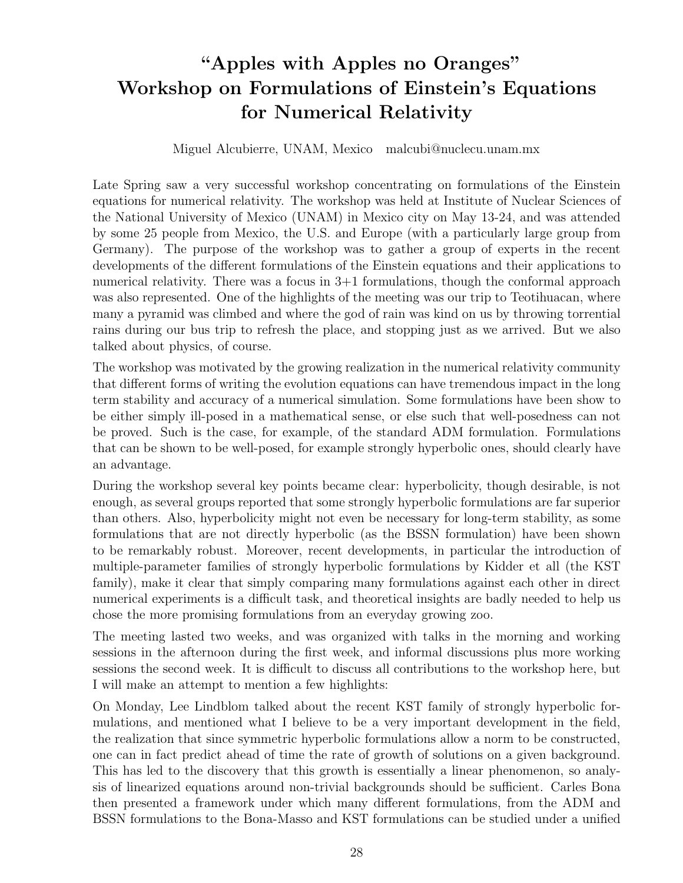# "Apples with Apples no Oranges" Workshop on Formulations of Einstein's Equations for Numerical Relativity

Miguel Alcubierre, UNAM, Mexico  malcubi@nuclecu.unam.mx

Late Spring saw a very successful workshop concentrating on formulations of the Einstein equations for numerical relativity. The workshop was held at Institute of Nuclear Sciences of the National University of Mexico (UNAM) in Mexico city on May 13-24, and was attended by some 25 people from Mexico, the U.S. and Europe (with a particularly large group from Germany). The purpose of the workshop was to gather a group of experts in the recent developments of the different formulations of the Einstein equations and their applications to numerical relativity. There was a focus in 3+1 formulations, though the conformal approach was also represented. One of the highlights of the meeting was our trip to Teotihuacan, where many a pyramid was climbed and where the god of rain was kind on us by throwing torrential rains during our bus trip to refresh the place, and stopping just as we arrived. But we also talked about physics, of course.

The workshop was motivated by the growing realization in the numerical relativity community that different forms of writing the evolution equations can have tremendous impact in the long term stability and accuracy of a numerical simulation. Some formulations have been show to be either simply ill-posed in a mathematical sense, or else such that well-posedness can not be proved. Such is the case, for example, of the standard ADM formulation. Formulations that can be shown to be well-posed, for example strongly hyperbolic ones, should clearly have an advantage.

During the workshop several key points became clear: hyperbolicity, though desirable, is not enough, as several groups reported that some strongly hyperbolic formulations are far superior than others. Also, hyperbolicity might not even be necessary for long-term stability, as some formulations that are not directly hyperbolic (as the BSSN formulation) have been shown to be remarkably robust. Moreover, recent developments, in particular the introduction of multiple-parameter families of strongly hyperbolic formulations by Kidder et all (the KST family), make it clear that simply comparing many formulations against each other in direct numerical experiments is a difficult task, and theoretical insights are badly needed to help us chose the more promising formulations from an everyday growing zoo.

The meeting lasted two weeks, and was organized with talks in the morning and working sessions in the afternoon during the first week, and informal discussions plus more working sessions the second week. It is difficult to discuss all contributions to the workshop here, but I will make an attempt to mention a few highlights:

On Monday, Lee Lindblom talked about the recent KST family of strongly hyperbolic formulations, and mentioned what I believe to be a very important development in the field, the realization that since symmetric hyperbolic formulations allow a norm to be constructed, one can in fact predict ahead of time the rate of growth of solutions on a given background. This has led to the discovery that this growth is essentially a linear phenomenon, so analysis of linearized equations around non-trivial backgrounds should be sufficient. Carles Bona then presented a framework under which many different formulations, from the ADM and BSSN formulations to the Bona-Masso and KST formulations can be studied under a unified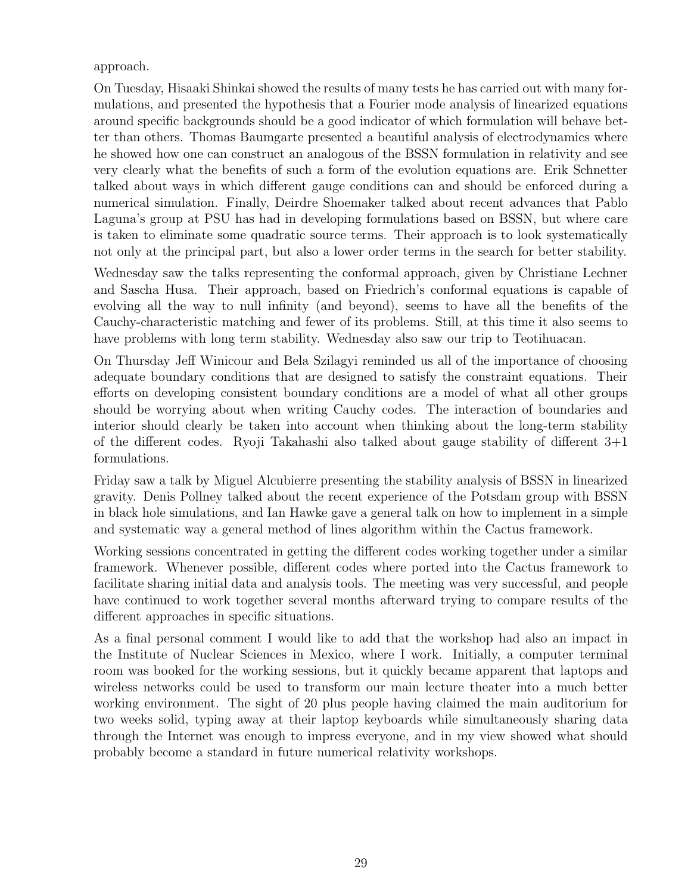approach.

On Tuesday, Hisaaki Shinkai showed the results of many tests he has carried out with many formulations, and presented the hypothesis that a Fourier mode analysis of linearized equations around specific backgrounds should be a good indicator of which formulation will behave better than others. Thomas Baumgarte presented a beautiful analysis of electrodynamics where he showed how one can construct an analogous of the BSSN formulation in relativity and see very clearly what the benefits of such a form of the evolution equations are. Erik Schnetter talked about ways in which different gauge conditions can and should be enforced during a numerical simulation. Finally, Deirdre Shoemaker talked about recent advances that Pablo Laguna's group at PSU has had in developing formulations based on BSSN, but where care is taken to eliminate some quadratic source terms. Their approach is to look systematically not only at the principal part, but also a lower order terms in the search for better stability.

Wednesday saw the talks representing the conformal approach, given by Christiane Lechner and Sascha Husa. Their approach, based on Friedrich's conformal equations is capable of evolving all the way to null infinity (and beyond), seems to have all the benefits of the Cauchy-characteristic matching and fewer of its problems. Still, at this time it also seems to have problems with long term stability. Wednesday also saw our trip to Teotihuacan.

On Thursday Jeff Winicour and Bela Szilagyi reminded us all of the importance of choosing adequate boundary conditions that are designed to satisfy the constraint equations. Their efforts on developing consistent boundary conditions are a model of what all other groups should be worrying about when writing Cauchy codes. The interaction of boundaries and interior should clearly be taken into account when thinking about the long-term stability of the different codes. Ryoji Takahashi also talked about gauge stability of different 3+1 formulations.

Friday saw a talk by Miguel Alcubierre presenting the stability analysis of BSSN in linearized gravity. Denis Pollney talked about the recent experience of the Potsdam group with BSSN in black hole simulations, and Ian Hawke gave a general talk on how to implement in a simple and systematic way a general method of lines algorithm within the Cactus framework.

Working sessions concentrated in getting the different codes working together under a similar framework. Whenever possible, different codes where ported into the Cactus framework to facilitate sharing initial data and analysis tools. The meeting was very successful, and people have continued to work together several months afterward trying to compare results of the different approaches in specific situations.

As a final personal comment I would like to add that the workshop had also an impact in the Institute of Nuclear Sciences in Mexico, where I work. Initially, a computer terminal room was booked for the working sessions, but it quickly became apparent that laptops and wireless networks could be used to transform our main lecture theater into a much better working environment. The sight of 20 plus people having claimed the main auditorium for two weeks solid, typing away at their laptop keyboards while simultaneously sharing data through the Internet was enough to impress everyone, and in my view showed what should probably become a standard in future numerical relativity workshops.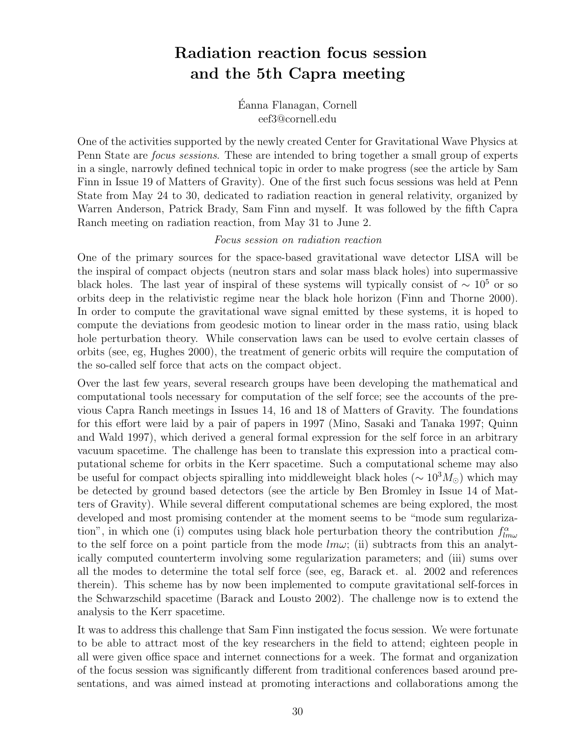# Radiation reaction focus session and the 5th Capra meeting

Éanna Flanagan, Cornell
eef3@cornell.edu

One of the activities supported by the newly created Center for Gravitational Wave Physics at Penn State are *focus sessions*. These are intended to bring together a small group of experts in a single, narrowly defined technical topic in order to make progress (see the article by Sam Finn in Issue 19 of Matters of Gravity). One of the first such focus sessions was held at Penn State from May 24 to 30, dedicated to radiation reaction in general relativity, organized by Warren Anderson, Patrick Brady, Sam Finn and myself. It was followed by the fifth Capra Ranch meeting on radiation reaction, from May 31 to June 2.

*Focus session on radiation reaction*

One of the primary sources for the space-based gravitational wave detector LISA will be the inspiral of compact objects (neutron stars and solar mass black holes) into supermassive black holes. The last year of inspiral of these systems will typically consist of $\sim 10^5$ or so orbits deep in the relativistic regime near the black hole horizon (Finn and Thorne 2000). In order to compute the gravitational wave signal emitted by these systems, it is hoped to compute the deviations from geodesic motion to linear order in the mass ratio, using black hole perturbation theory. While conservation laws can be used to evolve certain classes of orbits (see, eg, Hughes 2000), the treatment of generic orbits will require the computation of the so-called self force that acts on the compact object.

Over the last few years, several research groups have been developing the mathematical and computational tools necessary for computation of the self force; see the accounts of the previous Capra Ranch meetings in Issues 14, 16 and 18 of Matters of Gravity. The foundations for this effort were laid by a pair of papers in 1997 (Mino, Sasaki and Tanaka 1997; Quinn and Wald 1997), which derived a general formal expression for the self force in an arbitrary vacuum spacetime. The challenge has been to translate this expression into a practical computational scheme for orbits in the Kerr spacetime. Such a computational scheme may also be useful for compact objects spiralling into middleweight black holes ($\sim 10^3 M_\odot$) which may be detected by ground based detectors (see the article by Ben Bromley in Issue 14 of Matters of Gravity). While several different computational schemes are being explored, the most developed and most promising contender at the moment seems to be "mode sum regularization", in which one (i) computes using black hole perturbation theory the contribution $f^\alpha_{lm\omega}$ to the self force on a point particle from the mode $lm\omega$; (ii) subtracts from this an analytically computed counterterm involving some regularization parameters; and (iii) sums over all the modes to determine the total self force (see, eg, Barack et. al. 2002 and references therein). This scheme has by now been implemented to compute gravitational self-forces in the Schwarzschild spacetime (Barack and Lousto 2002). The challenge now is to extend the analysis to the Kerr spacetime.

It was to address this challenge that Sam Finn instigated the focus session. We were fortunate to be able to attract most of the key researchers in the field to attend; eighteen people in all were given office space and internet connections for a week. The format and organization of the focus session was significantly different from traditional conferences based around presentations, and was aimed instead at promoting interactions and collaborations among the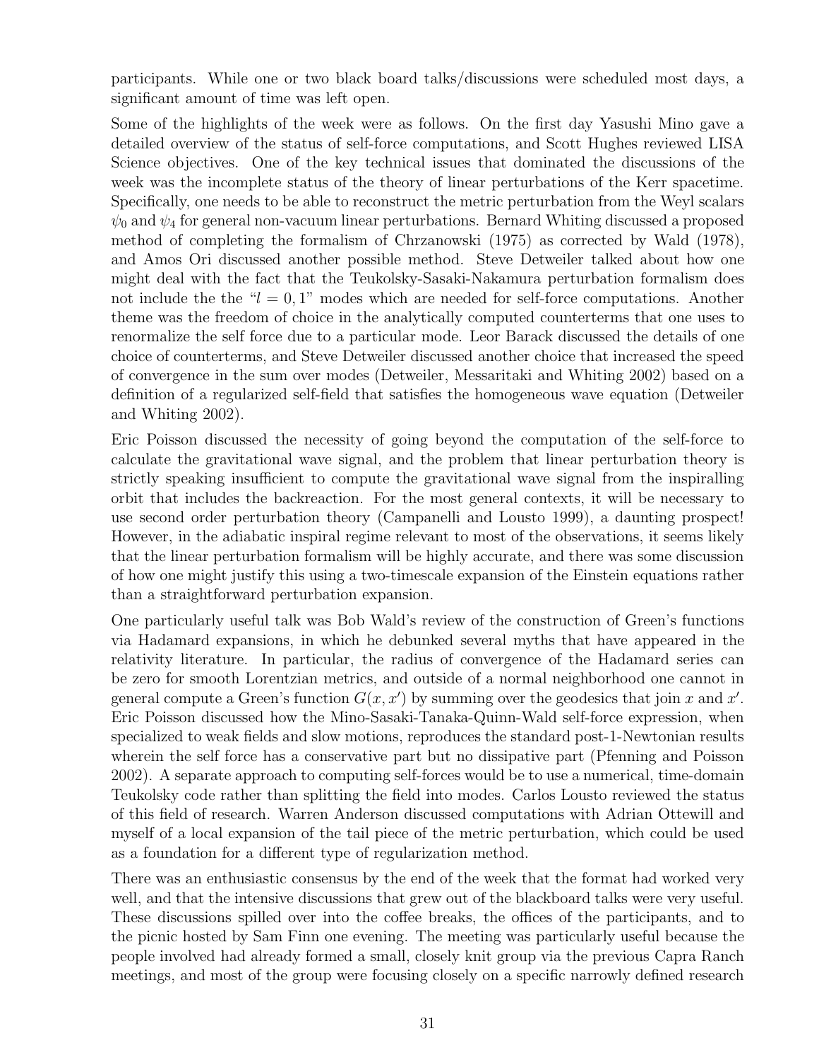participants. While one or two black board talks/discussions were scheduled most days, a significant amount of time was left open.

Some of the highlights of the week were as follows. On the first day Yasushi Mino gave a detailed overview of the status of self-force computations, and Scott Hughes reviewed LISA Science objectives. One of the key technical issues that dominated the discussions of the week was the incomplete status of the theory of linear perturbations of the Kerr spacetime. Specifically, one needs to be able to reconstruct the metric perturbation from the Weyl scalars $\psi_0$ and $\psi_4$ for general non-vacuum linear perturbations. Bernard Whiting discussed a proposed method of completing the formalism of Chrzanowski (1975) as corrected by Wald (1978), and Amos Ori discussed another possible method. Steve Detweiler talked about how one might deal with the fact that the Teukolsky-Sasaki-Nakamura perturbation formalism does not include the the "$l = 0, 1$" modes which are needed for self-force computations. Another theme was the freedom of choice in the analytically computed counterterms that one uses to renormalize the self force due to a particular mode. Leor Barack discussed the details of one choice of counterterms, and Steve Detweiler discussed another choice that increased the speed of convergence in the sum over modes (Detweiler, Messaritaki and Whiting 2002) based on a definition of a regularized self-field that satisfies the homogeneous wave equation (Detweiler and Whiting 2002).

Eric Poisson discussed the necessity of going beyond the computation of the self-force to calculate the gravitational wave signal, and the problem that linear perturbation theory is strictly speaking insufficient to compute the gravitational wave signal from the inspiralling orbit that includes the backreaction. For the most general contexts, it will be necessary to use second order perturbation theory (Campanelli and Lousto 1999), a daunting prospect! However, in the adiabatic inspiral regime relevant to most of the observations, it seems likely that the linear perturbation formalism will be highly accurate, and there was some discussion of how one might justify this using a two-timescale expansion of the Einstein equations rather than a straightforward perturbation expansion.

One particularly useful talk was Bob Wald's review of the construction of Green's functions via Hadamard expansions, in which he debunked several myths that have appeared in the relativity literature. In particular, the radius of convergence of the Hadamard series can be zero for smooth Lorentzian metrics, and outside of a normal neighborhood one cannot in general compute a Green's function $G(x, x')$ by summing over the geodesics that join $x$ and $x'$. Eric Poisson discussed how the Mino-Sasaki-Tanaka-Quinn-Wald self-force expression, when specialized to weak fields and slow motions, reproduces the standard post-1-Newtonian results wherein the self force has a conservative part but no dissipative part (Pfenning and Poisson 2002). A separate approach to computing self-forces would be to use a numerical, time-domain Teukolsky code rather than splitting the field into modes. Carlos Lousto reviewed the status of this field of research. Warren Anderson discussed computations with Adrian Ottewill and myself of a local expansion of the tail piece of the metric perturbation, which could be used as a foundation for a different type of regularization method.

There was an enthusiastic consensus by the end of the week that the format had worked very well, and that the intensive discussions that grew out of the blackboard talks were very useful. These discussions spilled over into the coffee breaks, the offices of the participants, and to the picnic hosted by Sam Finn one evening. The meeting was particularly useful because the people involved had already formed a small, closely knit group via the previous Capra Ranch meetings, and most of the group were focusing closely on a specific narrowly defined research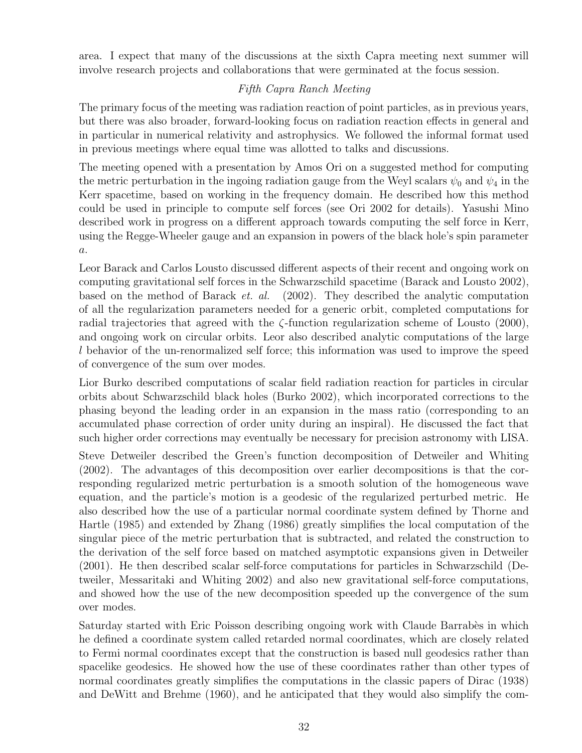area. I expect that many of the discussions at the sixth Capra meeting next summer will involve research projects and collaborations that were germinated at the focus session.

*Fifth Capra Ranch Meeting*

The primary focus of the meeting was radiation reaction of point particles, as in previous years, but there was also broader, forward-looking focus on radiation reaction effects in general and in particular in numerical relativity and astrophysics. We followed the informal format used in previous meetings where equal time was allotted to talks and discussions.

The meeting opened with a presentation by Amos Ori on a suggested method for computing the metric perturbation in the ingoing radiation gauge from the Weyl scalars $\psi_0$ and $\psi_4$ in the Kerr spacetime, based on working in the frequency domain. He described how this method could be used in principle to compute self forces (see Ori 2002 for details). Yasushi Mino described work in progress on a different approach towards computing the self force in Kerr, using the Regge-Wheeler gauge and an expansion in powers of the black hole's spin parameter $a$.

Leor Barack and Carlos Lousto discussed different aspects of their recent and ongoing work on computing gravitational self forces in the Schwarzschild spacetime (Barack and Lousto 2002), based on the method of Barack *et. al.* (2002). They described the analytic computation of all the regularization parameters needed for a generic orbit, completed computations for radial trajectories that agreed with the $\zeta$-function regularization scheme of Lousto (2000), and ongoing work on circular orbits. Leor also described analytic computations of the large $l$ behavior of the un-renormalized self force; this information was used to improve the speed of convergence of the sum over modes.

Lior Burko described computations of scalar field radiation reaction for particles in circular orbits about Schwarzschild black holes (Burko 2002), which incorporated corrections to the phasing beyond the leading order in an expansion in the mass ratio (corresponding to an accumulated phase correction of order unity during an inspiral). He discussed the fact that such higher order corrections may eventually be necessary for precision astronomy with LISA.

Steve Detweiler described the Green's function decomposition of Detweiler and Whiting (2002). The advantages of this decomposition over earlier decompositions is that the corresponding regularized metric perturbation is a smooth solution of the homogeneous wave equation, and the particle's motion is a geodesic of the regularized perturbed metric. He also described how the use of a particular normal coordinate system defined by Thorne and Hartle (1985) and extended by Zhang (1986) greatly simplifies the local computation of the singular piece of the metric perturbation that is subtracted, and related the construction to the derivation of the self force based on matched asymptotic expansions given in Detweiler (2001). He then described scalar self-force computations for particles in Schwarzschild (Detweiler, Messaritaki and Whiting 2002) and also new gravitational self-force computations, and showed how the use of the new decomposition speeded up the convergence of the sum over modes.

Saturday started with Eric Poisson describing ongoing work with Claude Barrabès in which he defined a coordinate system called retarded normal coordinates, which are closely related to Fermi normal coordinates except that the construction is based null geodesics rather than spacelike geodesics. He showed how the use of these coordinates rather than other types of normal coordinates greatly simplifies the computations in the classic papers of Dirac (1938) and DeWitt and Brehme (1960), and he anticipated that they would also simplify the com-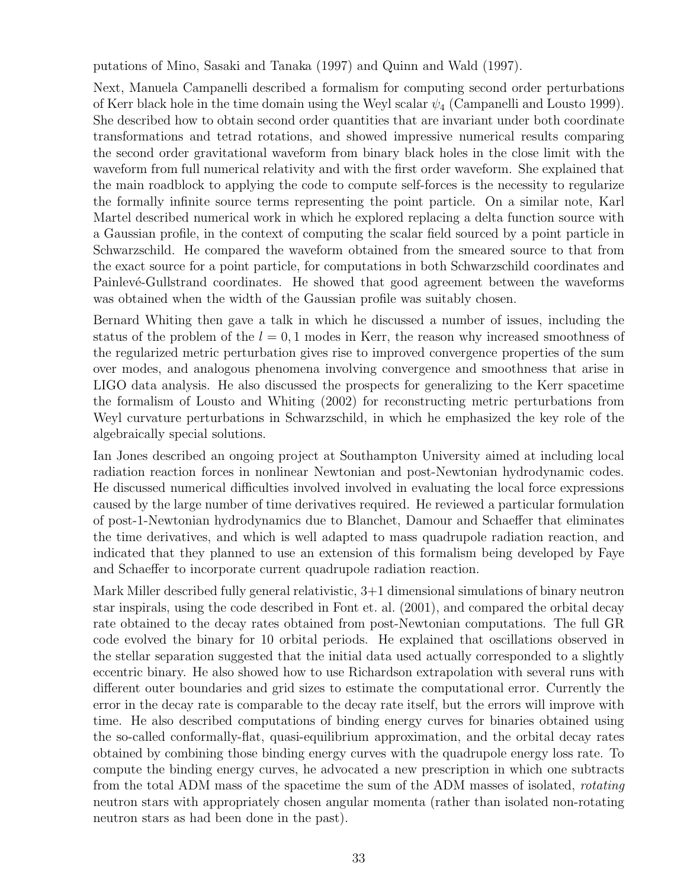putations of Mino, Sasaki and Tanaka (1997) and Quinn and Wald (1997).

Next, Manuela Campanelli described a formalism for computing second order perturbations of Kerr black hole in the time domain using the Weyl scalar $\psi_4$ (Campanelli and Lousto 1999). She described how to obtain second order quantities that are invariant under both coordinate transformations and tetrad rotations, and showed impressive numerical results comparing the second order gravitational waveform from binary black holes in the close limit with the waveform from full numerical relativity and with the first order waveform. She explained that the main roadblock to applying the code to compute self-forces is the necessity to regularize the formally infinite source terms representing the point particle. On a similar note, Karl Martel described numerical work in which he explored replacing a delta function source with a Gaussian profile, in the context of computing the scalar field sourced by a point particle in Schwarzschild. He compared the waveform obtained from the smeared source to that from the exact source for a point particle, for computations in both Schwarzschild coordinates and Painlevé-Gullstrand coordinates. He showed that good agreement between the waveforms was obtained when the width of the Gaussian profile was suitably chosen.

Bernard Whiting then gave a talk in which he discussed a number of issues, including the status of the problem of the $l = 0, 1$ modes in Kerr, the reason why increased smoothness of the regularized metric perturbation gives rise to improved convergence properties of the sum over modes, and analogous phenomena involving convergence and smoothness that arise in LIGO data analysis. He also discussed the prospects for generalizing to the Kerr spacetime the formalism of Lousto and Whiting (2002) for reconstructing metric perturbations from Weyl curvature perturbations in Schwarzschild, in which he emphasized the key role of the algebraically special solutions.

Ian Jones described an ongoing project at Southampton University aimed at including local radiation reaction forces in nonlinear Newtonian and post-Newtonian hydrodynamic codes. He discussed numerical difficulties involved involved in evaluating the local force expressions caused by the large number of time derivatives required. He reviewed a particular formulation of post-1-Newtonian hydrodynamics due to Blanchet, Damour and Schaeffer that eliminates the time derivatives, and which is well adapted to mass quadrupole radiation reaction, and indicated that they planned to use an extension of this formalism being developed by Faye and Schaeffer to incorporate current quadrupole radiation reaction.

Mark Miller described fully general relativistic, 3+1 dimensional simulations of binary neutron star inspirals, using the code described in Font et. al. (2001), and compared the orbital decay rate obtained to the decay rates obtained from post-Newtonian computations. The full GR code evolved the binary for 10 orbital periods. He explained that oscillations observed in the stellar separation suggested that the initial data used actually corresponded to a slightly eccentric binary. He also showed how to use Richardson extrapolation with several runs with different outer boundaries and grid sizes to estimate the computational error. Currently the error in the decay rate is comparable to the decay rate itself, but the errors will improve with time. He also described computations of binding energy curves for binaries obtained using the so-called conformally-flat, quasi-equilibrium approximation, and the orbital decay rates obtained by combining those binding energy curves with the quadrupole energy loss rate. To compute the binding energy curves, he advocated a new prescription in which one subtracts from the total ADM mass of the spacetime the sum of the ADM masses of isolated, *rotating* neutron stars with appropriately chosen angular momenta (rather than isolated non-rotating neutron stars as had been done in the past).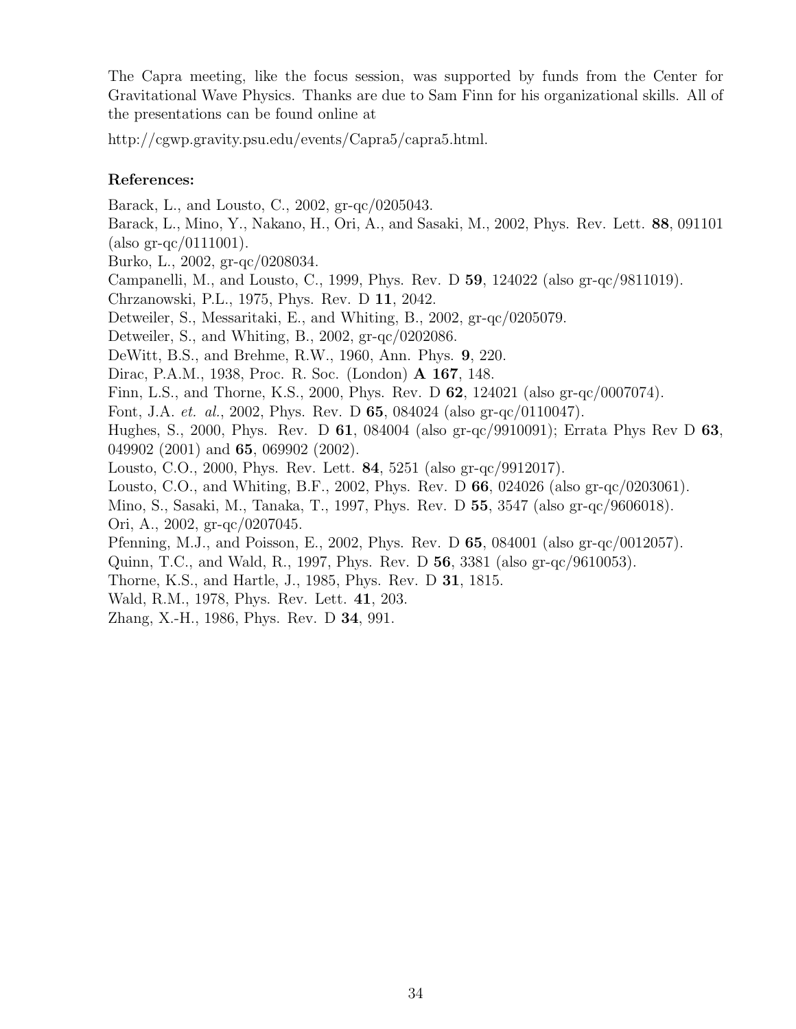The Capra meeting, like the focus session, was supported by funds from the Center for Gravitational Wave Physics. Thanks are due to Sam Finn for his organizational skills. All of the presentations can be found online at

http://cgwp.gravity.psu.edu/events/Capra5/capra5.html.

**References:**

Barack, L., and Lousto, C., 2002, gr-qc/0205043.

Barack, L., Mino, Y., Nakano, H., Ori, A., and Sasaki, M., 2002, Phys. Rev. Lett. **88**, 091101 (also gr-qc/0111001).

Burko, L., 2002, gr-qc/0208034.

Campanelli, M., and Lousto, C., 1999, Phys. Rev. D **59**, 124022 (also gr-qc/9811019).

Chrzanowski, P.L., 1975, Phys. Rev. D **11**, 2042.

Detweiler, S., Messaritaki, E., and Whiting, B., 2002, gr-qc/0205079.

Detweiler, S., and Whiting, B., 2002, gr-qc/0202086.

DeWitt, B.S., and Brehme, R.W., 1960, Ann. Phys. **9**, 220.

Dirac, P.A.M., 1938, Proc. R. Soc. (London) **A 167**, 148.

Finn, L.S., and Thorne, K.S., 2000, Phys. Rev. D **62**, 124021 (also gr-qc/0007074).

Font, J.A. *et. al.*, 2002, Phys. Rev. D **65**, 084024 (also gr-qc/0110047).

Hughes, S., 2000, Phys. Rev. D **61**, 084004 (also gr-qc/9910091); Errata Phys Rev D **63**, 049902 (2001) and **65**, 069902 (2002).

Lousto, C.O., 2000, Phys. Rev. Lett. **84**, 5251 (also gr-qc/9912017).

Lousto, C.O., and Whiting, B.F., 2002, Phys. Rev. D **66**, 024026 (also gr-qc/0203061).

Mino, S., Sasaki, M., Tanaka, T., 1997, Phys. Rev. D **55**, 3547 (also gr-qc/9606018).

Ori, A., 2002, gr-qc/0207045.

Pfenning, M.J., and Poisson, E., 2002, Phys. Rev. D **65**, 084001 (also gr-qc/0012057).

Quinn, T.C., and Wald, R., 1997, Phys. Rev. D **56**, 3381 (also gr-qc/9610053).

Thorne, K.S., and Hartle, J., 1985, Phys. Rev. D **31**, 1815.

Wald, R.M., 1978, Phys. Rev. Lett. **41**, 203.

Zhang, X.-H., 1986, Phys. Rev. D **34**, 991.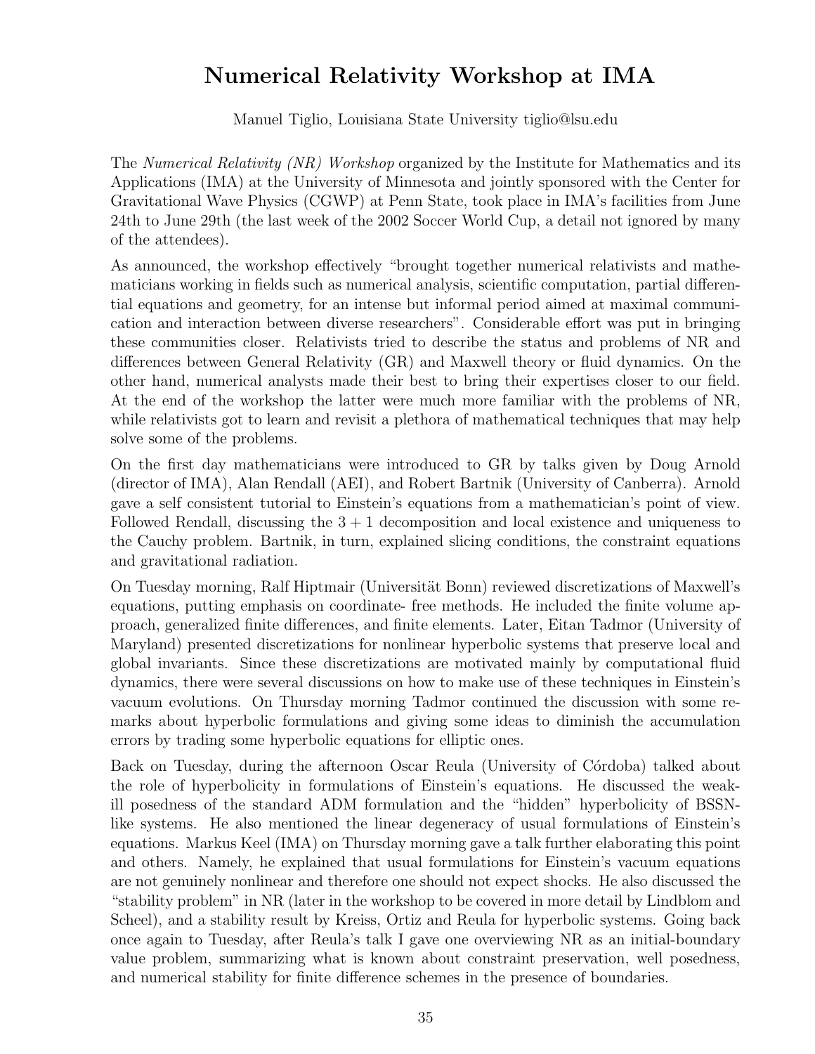# Numerical Relativity Workshop at IMA

Manuel Tiglio, Louisiana State University tiglio@lsu.edu

The *Numerical Relativity (NR) Workshop* organized by the Institute for Mathematics and its Applications (IMA) at the University of Minnesota and jointly sponsored with the Center for Gravitational Wave Physics (CGWP) at Penn State, took place in IMA's facilities from June 24th to June 29th (the last week of the 2002 Soccer World Cup, a detail not ignored by many of the attendees).

As announced, the workshop effectively "brought together numerical relativists and mathematicians working in fields such as numerical analysis, scientific computation, partial differential equations and geometry, for an intense but informal period aimed at maximal communication and interaction between diverse researchers". Considerable effort was put in bringing these communities closer. Relativists tried to describe the status and problems of NR and differences between General Relativity (GR) and Maxwell theory or fluid dynamics. On the other hand, numerical analysts made their best to bring their expertises closer to our field. At the end of the workshop the latter were much more familiar with the problems of NR, while relativists got to learn and revisit a plethora of mathematical techniques that may help solve some of the problems.

On the first day mathematicians were introduced to GR by talks given by Doug Arnold (director of IMA), Alan Rendall (AEI), and Robert Bartnik (University of Canberra). Arnold gave a self consistent tutorial to Einstein's equations from a mathematician's point of view. Followed Rendall, discussing the $3+1$ decomposition and local existence and uniqueness to the Cauchy problem. Bartnik, in turn, explained slicing conditions, the constraint equations and gravitational radiation.

On Tuesday morning, Ralf Hiptmair (Universität Bonn) reviewed discretizations of Maxwell's equations, putting emphasis on coordinate- free methods. He included the finite volume approach, generalized finite differences, and finite elements. Later, Eitan Tadmor (University of Maryland) presented discretizations for nonlinear hyperbolic systems that preserve local and global invariants. Since these discretizations are motivated mainly by computational fluid dynamics, there were several discussions on how to make use of these techniques in Einstein's vacuum evolutions. On Thursday morning Tadmor continued the discussion with some remarks about hyperbolic formulations and giving some ideas to diminish the accumulation errors by trading some hyperbolic equations for elliptic ones.

Back on Tuesday, during the afternoon Oscar Reula (University of Córdoba) talked about the role of hyperbolicity in formulations of Einstein's equations. He discussed the weak-ill posedness of the standard ADM formulation and the "hidden" hyperbolicity of BSSN-like systems. He also mentioned the linear degeneracy of usual formulations of Einstein's equations. Markus Keel (IMA) on Thursday morning gave a talk further elaborating this point and others. Namely, he explained that usual formulations for Einstein's vacuum equations are not genuinely nonlinear and therefore one should not expect shocks. He also discussed the "stability problem" in NR (later in the workshop to be covered in more detail by Lindblom and Scheel), and a stability result by Kreiss, Ortiz and Reula for hyperbolic systems. Going back once again to Tuesday, after Reula's talk I gave one overviewing NR as an initial-boundary value problem, summarizing what is known about constraint preservation, well posedness, and numerical stability for finite difference schemes in the presence of boundaries.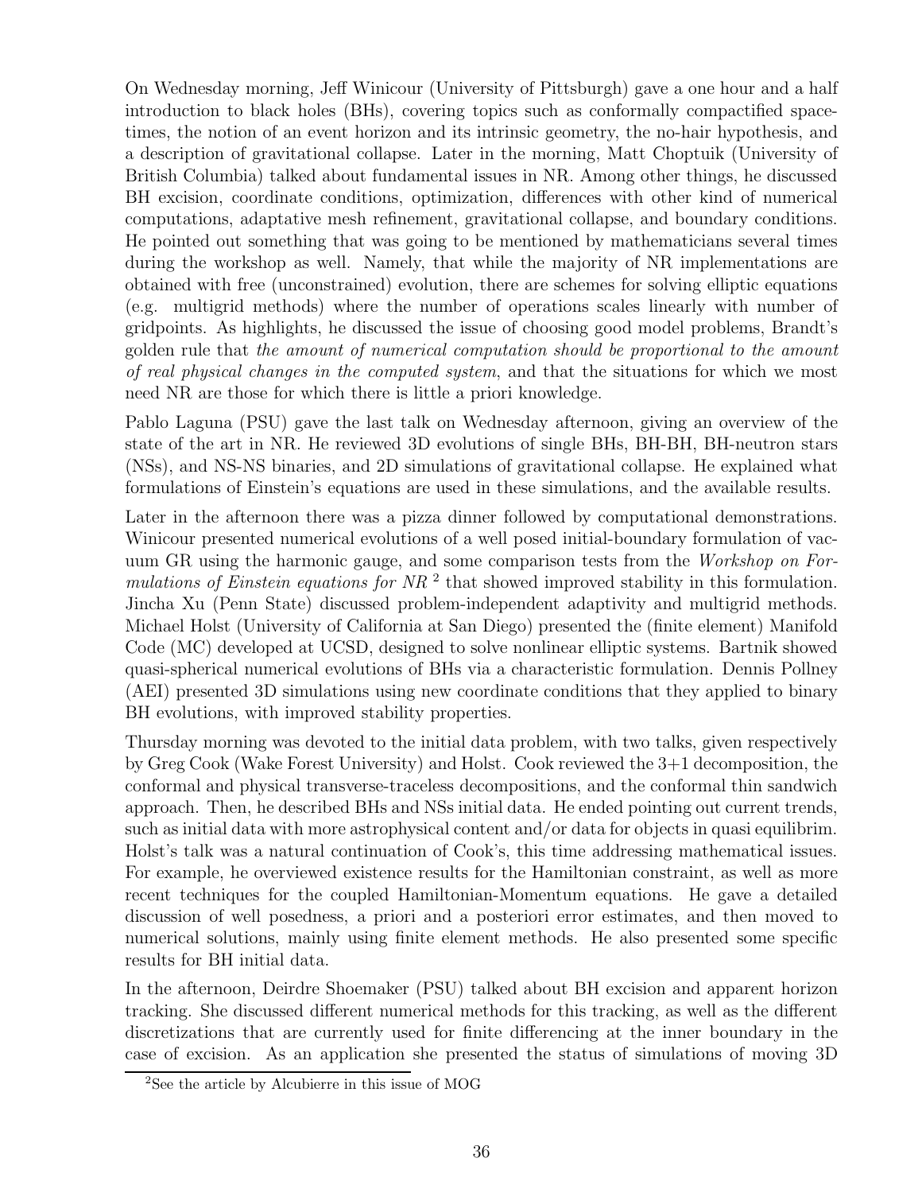On Wednesday morning, Jeff Winicour (University of Pittsburgh) gave a one hour and a half introduction to black holes (BHs), covering topics such as conformally compactified spacetimes, the notion of an event horizon and its intrinsic geometry, the no-hair hypothesis, and a description of gravitational collapse. Later in the morning, Matt Choptuik (University of British Columbia) talked about fundamental issues in NR. Among other things, he discussed BH excision, coordinate conditions, optimization, differences with other kind of numerical computations, adaptative mesh refinement, gravitational collapse, and boundary conditions. He pointed out something that was going to be mentioned by mathematicians several times during the workshop as well. Namely, that while the majority of NR implementations are obtained with free (unconstrained) evolution, there are schemes for solving elliptic equations (e.g. multigrid methods) where the number of operations scales linearly with number of gridpoints. As highlights, he discussed the issue of choosing good model problems, Brandt's golden rule that *the amount of numerical computation should be proportional to the amount of real physical changes in the computed system*, and that the situations for which we most need NR are those for which there is little a priori knowledge.

Pablo Laguna (PSU) gave the last talk on Wednesday afternoon, giving an overview of the state of the art in NR. He reviewed 3D evolutions of single BHs, BH-BH, BH-neutron stars (NSs), and NS-NS binaries, and 2D simulations of gravitational collapse. He explained what formulations of Einstein's equations are used in these simulations, and the available results.

Later in the afternoon there was a pizza dinner followed by computational demonstrations. Winicour presented numerical evolutions of a well posed initial-boundary formulation of vacuum GR using the harmonic gauge, and some comparison tests from the *Workshop on Formulations of Einstein equations for NR* [2] that showed improved stability in this formulation. Jincha Xu (Penn State) discussed problem-independent adaptivity and multigrid methods. Michael Holst (University of California at San Diego) presented the (finite element) Manifold Code (MC) developed at UCSD, designed to solve nonlinear elliptic systems. Bartnik showed quasi-spherical numerical evolutions of BHs via a characteristic formulation. Dennis Pollney (AEI) presented 3D simulations using new coordinate conditions that they applied to binary BH evolutions, with improved stability properties.

Thursday morning was devoted to the initial data problem, with two talks, given respectively by Greg Cook (Wake Forest University) and Holst. Cook reviewed the 3+1 decomposition, the conformal and physical transverse-traceless decompositions, and the conformal thin sandwich approach. Then, he described BHs and NSs initial data. He ended pointing out current trends, such as initial data with more astrophysical content and/or data for objects in quasi equilibrim. Holst's talk was a natural continuation of Cook's, this time addressing mathematical issues. For example, he overviewed existence results for the Hamiltonian constraint, as well as more recent techniques for the coupled Hamiltonian-Momentum equations. He gave a detailed discussion of well posedness, a priori and a posteriori error estimates, and then moved to numerical solutions, mainly using finite element methods. He also presented some specific results for BH initial data.

In the afternoon, Deirdre Shoemaker (PSU) talked about BH excision and apparent horizon tracking. She discussed different numerical methods for this tracking, as well as the different discretizations that are currently used for finite differencing at the inner boundary in the case of excision. As an application she presented the status of simulations of moving 3D

[2] See the article by Alcubierre in this issue of MOG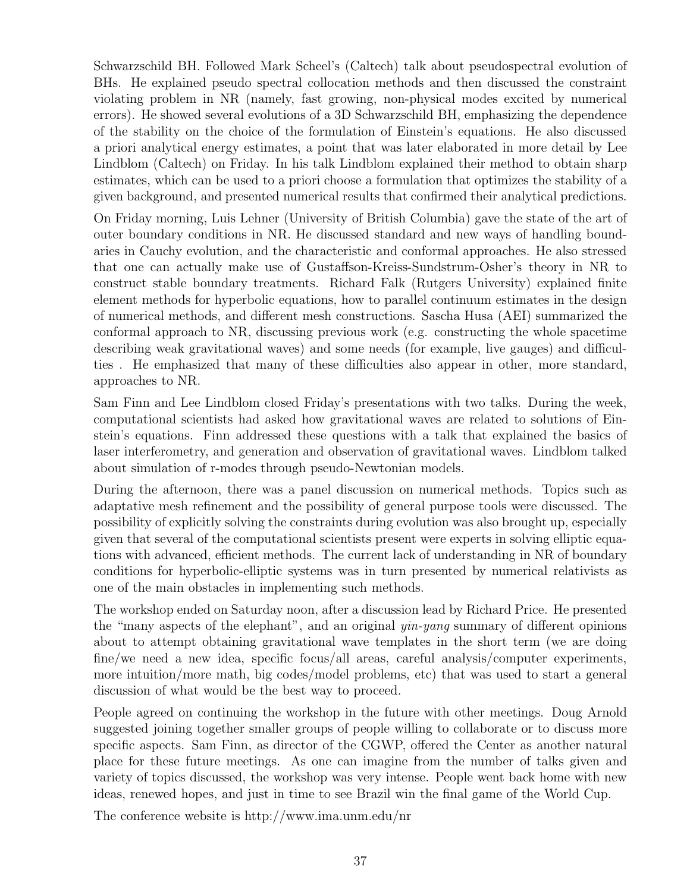Schwarzschild BH. Followed Mark Scheel's (Caltech) talk about pseudospectral evolution of BHs. He explained pseudo spectral collocation methods and then discussed the constraint violating problem in NR (namely, fast growing, non-physical modes excited by numerical errors). He showed several evolutions of a 3D Schwarzschild BH, emphasizing the dependence of the stability on the choice of the formulation of Einstein's equations. He also discussed a priori analytical energy estimates, a point that was later elaborated in more detail by Lee Lindblom (Caltech) on Friday. In his talk Lindblom explained their method to obtain sharp estimates, which can be used to a priori choose a formulation that optimizes the stability of a given background, and presented numerical results that confirmed their analytical predictions.

On Friday morning, Luis Lehner (University of British Columbia) gave the state of the art of outer boundary conditions in NR. He discussed standard and new ways of handling boundaries in Cauchy evolution, and the characteristic and conformal approaches. He also stressed that one can actually make use of Gustaffson-Kreiss-Sundstrum-Osher's theory in NR to construct stable boundary treatments. Richard Falk (Rutgers University) explained finite element methods for hyperbolic equations, how to parallel continuum estimates in the design of numerical methods, and different mesh constructions. Sascha Husa (AEI) summarized the conformal approach to NR, discussing previous work (e.g. constructing the whole spacetime describing weak gravitational waves) and some needs (for example, live gauges) and difficulties . He emphasized that many of these difficulties also appear in other, more standard, approaches to NR.

Sam Finn and Lee Lindblom closed Friday's presentations with two talks. During the week, computational scientists had asked how gravitational waves are related to solutions of Einstein's equations. Finn addressed these questions with a talk that explained the basics of laser interferometry, and generation and observation of gravitational waves. Lindblom talked about simulation of r-modes through pseudo-Newtonian models.

During the afternoon, there was a panel discussion on numerical methods. Topics such as adaptative mesh refinement and the possibility of general purpose tools were discussed. The possibility of explicitly solving the constraints during evolution was also brought up, especially given that several of the computational scientists present were experts in solving elliptic equations with advanced, efficient methods. The current lack of understanding in NR of boundary conditions for hyperbolic-elliptic systems was in turn presented by numerical relativists as one of the main obstacles in implementing such methods.

The workshop ended on Saturday noon, after a discussion lead by Richard Price. He presented the "many aspects of the elephant", and an original *yin-yang* summary of different opinions about to attempt obtaining gravitational wave templates in the short term (we are doing fine/we need a new idea, specific focus/all areas, careful analysis/computer experiments, more intuition/more math, big codes/model problems, etc) that was used to start a general discussion of what would be the best way to proceed.

People agreed on continuing the workshop in the future with other meetings. Doug Arnold suggested joining together smaller groups of people willing to collaborate or to discuss more specific aspects. Sam Finn, as director of the CGWP, offered the Center as another natural place for these future meetings. As one can imagine from the number of talks given and variety of topics discussed, the workshop was very intense. People went back home with new ideas, renewed hopes, and just in time to see Brazil win the final game of the World Cup.

The conference website is http://www.ima.unm.edu/nr